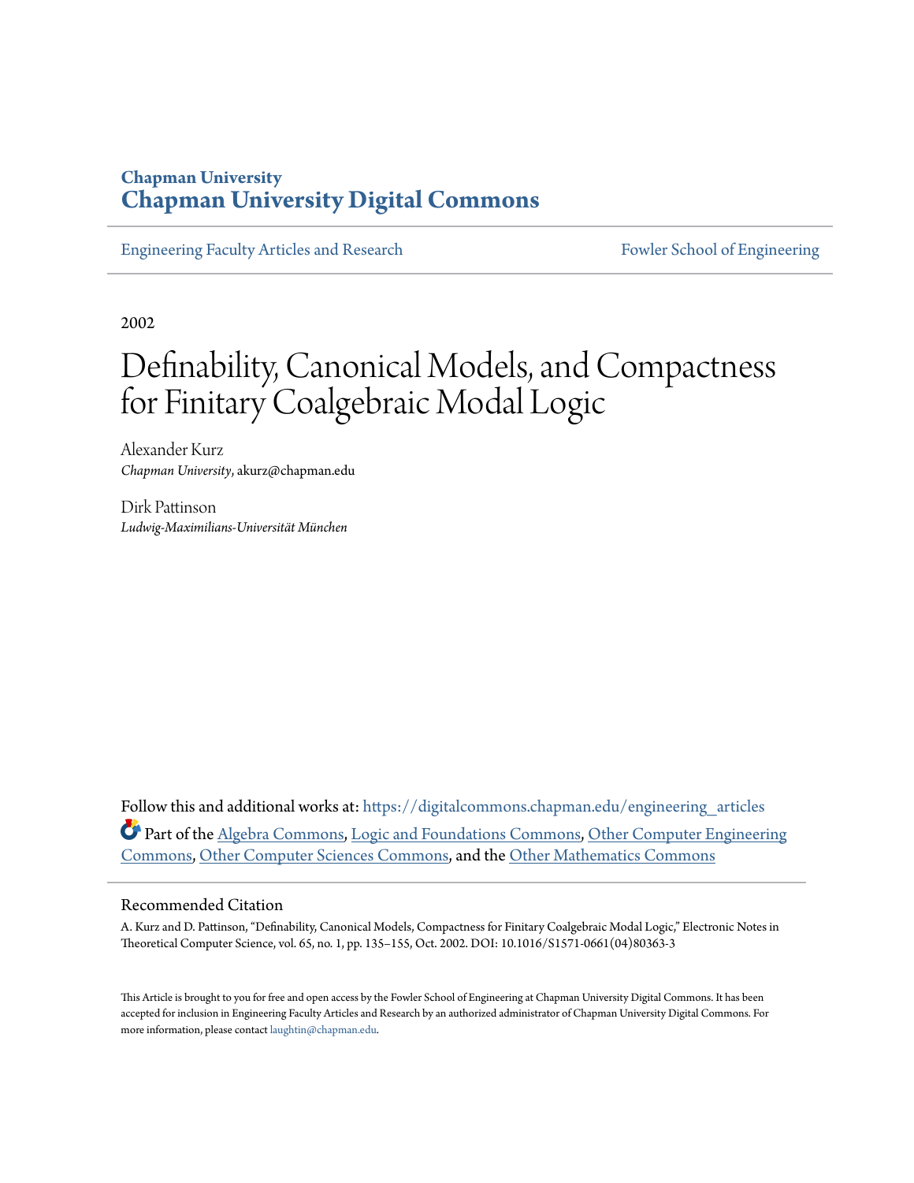Chapman University
# Chapman University Digital Commons

Engineering Faculty Articles and Research | Fowler School of Engineering

2002

# Definability, Canonical Models, and Compactness for Finitary Coalgebraic Modal Logic

Alexander Kurz
*Chapman University*, akurz@chapman.edu

Dirk Pattinson
*Ludwig-Maximilians-Universität München*

Follow this and additional works at: https://digitalcommons.chapman.edu/engineering_articles

Part of the Algebra Commons, Logic and Foundations Commons, Other Computer Engineering Commons, Other Computer Sciences Commons, and the Other Mathematics Commons

## Recommended Citation

A. Kurz and D. Pattinson, "Definability, Canonical Models, Compactness for Finitary Coalgebraic Modal Logic," Electronic Notes in Theoretical Computer Science, vol. 65, no. 1, pp. 135–155, Oct. 2002. DOI: 10.1016/S1571-0661(04)80363-3

This Article is brought to you for free and open access by the Fowler School of Engineering at Chapman University Digital Commons. It has been accepted for inclusion in Engineering Faculty Articles and Research by an authorized administrator of Chapman University Digital Commons. For more information, please contact laughtin@chapman.edu.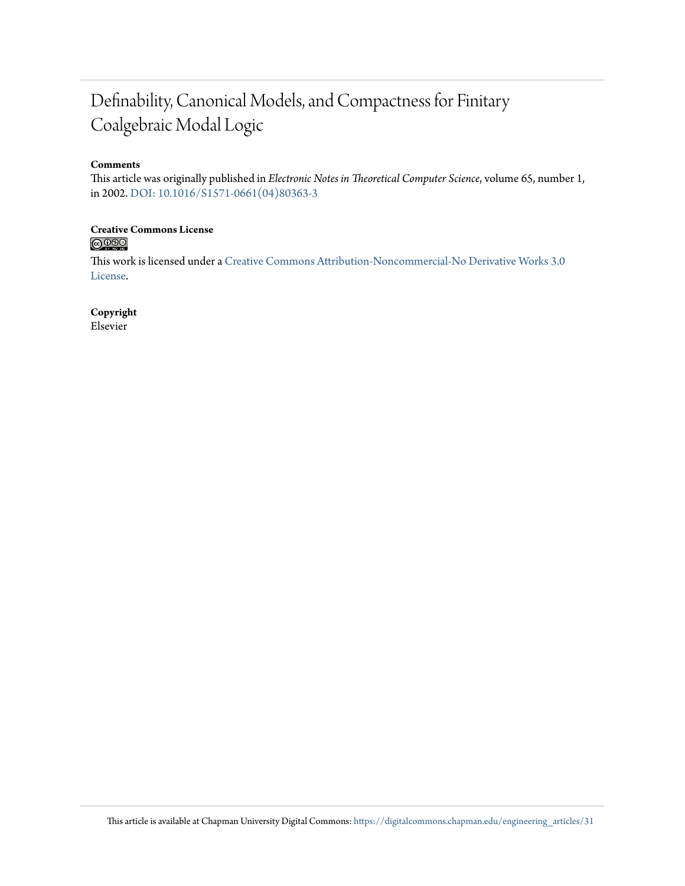# Definability, Canonical Models, and Compactness for Finitary Coalgebraic Modal Logic

**Comments**

This article was originally published in *Electronic Notes in Theoretical Computer Science*, volume 65, number 1, in 2002. DOI: 10.1016/S1571-0661(04)80363-3

**Creative Commons License**

This work is licensed under a Creative Commons Attribution-Noncommercial-No Derivative Works 3.0 License.

**Copyright**

Elsevier

This article is available at Chapman University Digital Commons: https://digitalcommons.chapman.edu/engineering_articles/31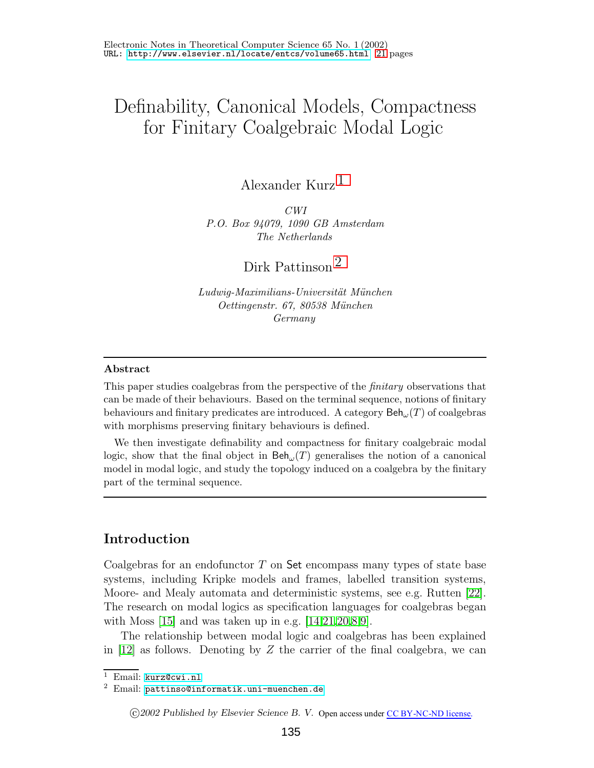# Definability, Canonical Models, Compactness for Finitary Coalgebraic Modal Logic

Alexander Kurz [1]

*CWI*
*P.O. Box 94079, 1090 GB Amsterdam*
*The Netherlands*

Dirk Pattinson [2]

*Ludwig-Maximilians-Universität München*
*Oettingenstr. 67, 80538 München*
*Germany*

---

**Abstract**

This paper studies coalgebras from the perspective of the *finitary* observations that can be made of their behaviours. Based on the terminal sequence, notions of finitary behaviours and finitary predicates are introduced. A category $\mathsf{Beh}_\omega(T)$ of coalgebras with morphisms preserving finitary behaviours is defined.

We then investigate definability and compactness for finitary coalgebraic modal logic, show that the final object in $\mathsf{Beh}_\omega(T)$ generalises the notion of a canonical model in modal logic, and study the topology induced on a coalgebra by the finitary part of the terminal sequence.

---

## Introduction

Coalgebras for an endofunctor $T$ on $\mathsf{Set}$ encompass many types of state base systems, including Kripke models and frames, labelled transition systems, Moore- and Mealy automata and deterministic systems, see e.g. Rutten [22]. The research on modal logics as specification languages for coalgebras began with Moss [15] and was taken up in e.g. [14,21,20,8,9].

The relationship between modal logic and coalgebras has been explained in [12] as follows. Denoting by $Z$ the carrier of the final coalgebra, we can

[1] Email: kurz@cwi.nl

[2] Email: pattinso@informatik.uni-muenchen.de

©2002 Published by Elsevier Science B. V. Open access under CC BY-NC-ND license.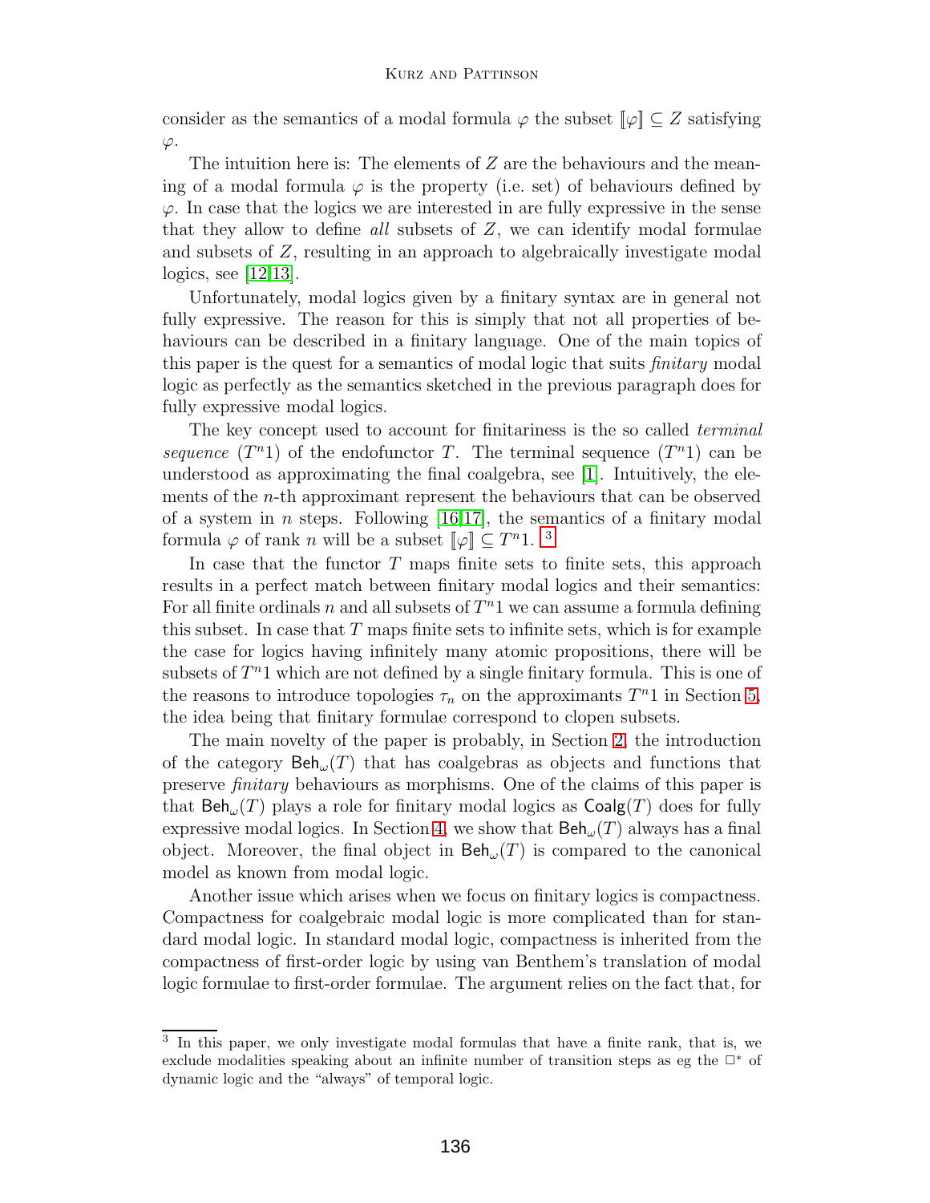consider as the semantics of a modal formula $\varphi$ the subset $[\![\varphi]\!] \subseteq Z$ satisfying $\varphi$.

The intuition here is: The elements of $Z$ are the behaviours and the meaning of a modal formula $\varphi$ is the property (i.e. set) of behaviours defined by $\varphi$. In case that the logics we are interested in are fully expressive in the sense that they allow to define *all* subsets of $Z$, we can identify modal formulae and subsets of $Z$, resulting in an approach to algebraically investigate modal logics, see [12,13].

Unfortunately, modal logics given by a finitary syntax are in general not fully expressive. The reason for this is simply that not all properties of behaviours can be described in a finitary language. One of the main topics of this paper is the quest for a semantics of modal logic that suits *finitary* modal logic as perfectly as the semantics sketched in the previous paragraph does for fully expressive modal logics.

The key concept used to account for finitariness is the so called *terminal sequence* $(T^n1)$ of the endofunctor $T$. The terminal sequence $(T^n1)$ can be understood as approximating the final coalgebra, see [1]. Intuitively, the elements of the $n$-th approximant represent the behaviours that can be observed of a system in $n$ steps. Following [16,17], the semantics of a finitary modal formula $\varphi$ of rank $n$ will be a subset $[\![\varphi]\!] \subseteq T^n1$. [3]

In case that the functor $T$ maps finite sets to finite sets, this approach results in a perfect match between finitary modal logics and their semantics: For all finite ordinals $n$ and all subsets of $T^n1$ we can assume a formula defining this subset. In case that $T$ maps finite sets to infinite sets, which is for example the case for logics having infinitely many atomic propositions, there will be subsets of $T^n1$ which are not defined by a single finitary formula. This is one of the reasons to introduce topologies $\tau_n$ on the approximants $T^n1$ in Section 5, the idea being that finitary formulae correspond to clopen subsets.

The main novelty of the paper is probably, in Section 2, the introduction of the category $\mathsf{Beh}_\omega(T)$ that has coalgebras as objects and functions that preserve *finitary* behaviours as morphisms. One of the claims of this paper is that $\mathsf{Beh}_\omega(T)$ plays a role for finitary modal logics as $\mathsf{Coalg}(T)$ does for fully expressive modal logics. In Section 4, we show that $\mathsf{Beh}_\omega(T)$ always has a final object. Moreover, the final object in $\mathsf{Beh}_\omega(T)$ is compared to the canonical model as known from modal logic.

Another issue which arises when we focus on finitary logics is compactness. Compactness for coalgebraic modal logic is more complicated than for standard modal logic. In standard modal logic, compactness is inherited from the compactness of first-order logic by using van Benthem's translation of modal logic formulae to first-order formulae. The argument relies on the fact that, for

[3] In this paper, we only investigate modal formulas that have a finite rank, that is, we exclude modalities speaking about an infinite number of transition steps as eg the $\Box^*$ of dynamic logic and the "always" of temporal logic.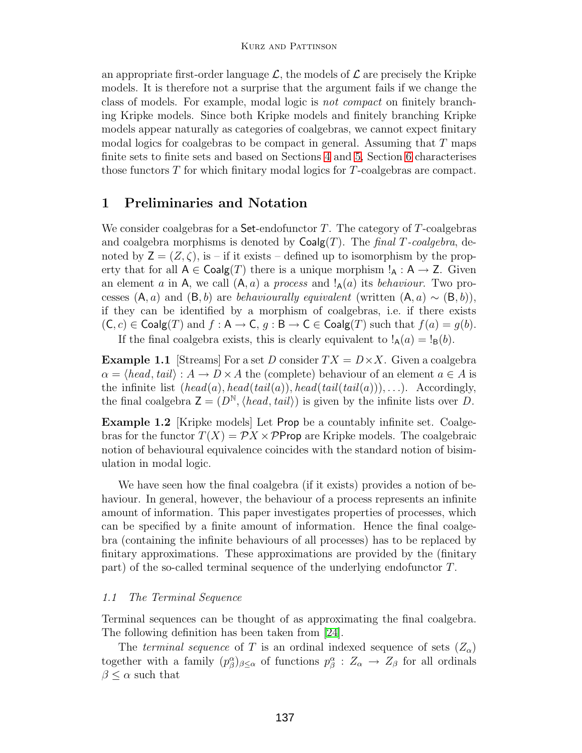an appropriate first-order language $\mathcal{L}$, the models of $\mathcal{L}$ are precisely the Kripke models. It is therefore not a surprise that the argument fails if we change the class of models. For example, modal logic is *not compact* on finitely branching Kripke models. Since both Kripke models and finitely branching Kripke models appear naturally as categories of coalgebras, we cannot expect finitary modal logics for coalgebras to be compact in general. Assuming that $T$ maps finite sets to finite sets and based on Sections 4 and 5, Section 6 characterises those functors $T$ for which finitary modal logics for $T$-coalgebras are compact.

## 1 Preliminaries and Notation

We consider coalgebras for a $\mathsf{Set}$-endofunctor $T$. The category of $T$-coalgebras and coalgebra morphisms is denoted by $\mathsf{Coalg}(T)$. The *final $T$-coalgebra*, denoted by $\mathsf{Z} = (Z, \zeta)$, is – if it exists – defined up to isomorphism by the property that for all $\mathsf{A} \in \mathsf{Coalg}(T)$ there is a unique morphism $!_{\mathsf{A}} : \mathsf{A} \to \mathsf{Z}$. Given an element $a$ in $\mathsf{A}$, we call $(\mathsf{A}, a)$ a *process* and $!_{\mathsf{A}}(a)$ its *behaviour*. Two processes $(\mathsf{A}, a)$ and $(\mathsf{B}, b)$ are *behaviourally equivalent* (written $(\mathsf{A}, a) \sim (\mathsf{B}, b)$), if they can be identified by a morphism of coalgebras, i.e. if there exists $(\mathsf{C}, c) \in \mathsf{Coalg}(T)$ and $f : \mathsf{A} \to \mathsf{C}$, $g : \mathsf{B} \to \mathsf{C} \in \mathsf{Coalg}(T)$ such that $f(a) = g(b)$.

If the final coalgebra exists, this is clearly equivalent to $!_{\mathsf{A}}(a) = !_{\mathsf{B}}(b)$.

**Example 1.1** [Streams] For a set $D$ consider $TX = D \times X$. Given a coalgebra $\alpha = \langle head, tail \rangle : A \to D \times A$ the (complete) behaviour of an element $a \in A$ is the infinite list $(head(a), head(tail(a)), head(tail(tail(a))), \ldots)$. Accordingly, the final coalgebra $\mathsf{Z} = (D^{\mathbb{N}}, \langle head, tail \rangle)$ is given by the infinite lists over $D$.

**Example 1.2** [Kripke models] Let $\mathsf{Prop}$ be a countably infinite set. Coalgebras for the functor $T(X) = \mathcal{P}X \times \mathcal{P}\mathsf{Prop}$ are Kripke models. The coalgebraic notion of behavioural equivalence coincides with the standard notion of bisimulation in modal logic.

We have seen how the final coalgebra (if it exists) provides a notion of behaviour. In general, however, the behaviour of a process represents an infinite amount of information. This paper investigates properties of processes, which can be specified by a finite amount of information. Hence the final coalgebra (containing the infinite behaviours of all processes) has to be replaced by finitary approximations. These approximations are provided by the (finitary part) of the so-called terminal sequence of the underlying endofunctor $T$.

### 1.1 The Terminal Sequence

Terminal sequences can be thought of as approximating the final coalgebra. The following definition has been taken from [24].

The *terminal sequence* of $T$ is an ordinal indexed sequence of sets $(Z_\alpha)$ together with a family $(p^\alpha_\beta)_{\beta \leq \alpha}$ of functions $p^\alpha_\beta : Z_\alpha \to Z_\beta$ for all ordinals $\beta \leq \alpha$ such that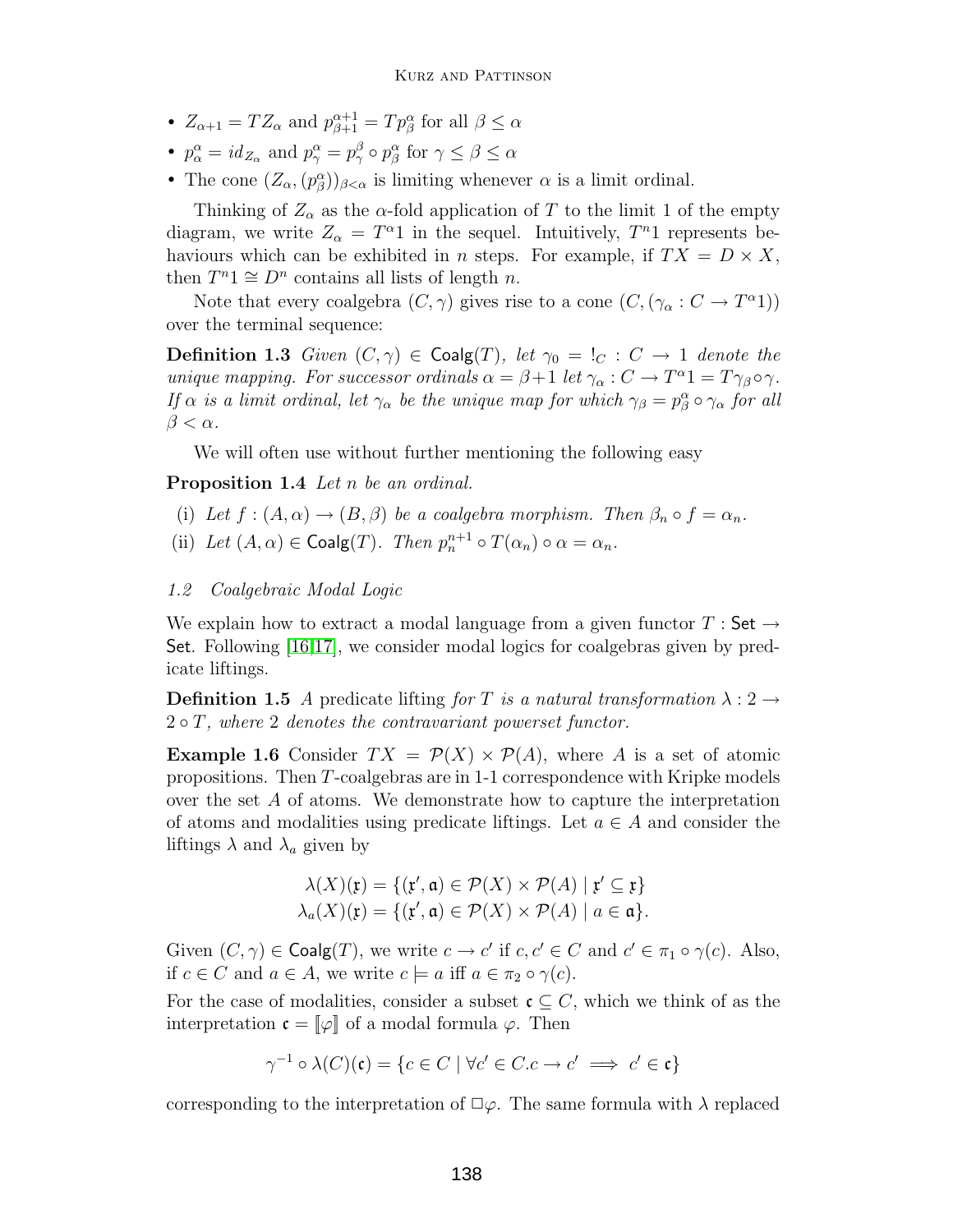- $Z_{\alpha+1} = TZ_\alpha$ and $p^{\alpha+1}_{\beta+1} = Tp^\alpha_\beta$ for all $\beta \leq \alpha$
- $p^\alpha_\alpha = id_{Z_\alpha}$ and $p^\alpha_\gamma = p^\beta_\gamma \circ p^\alpha_\beta$ for $\gamma \leq \beta \leq \alpha$
- The cone $(Z_\alpha, (p^\alpha_\beta))_{\beta<\alpha}$ is limiting whenever $\alpha$ is a limit ordinal.

Thinking of $Z_\alpha$ as the $\alpha$-fold application of $T$ to the limit 1 of the empty diagram, we write $Z_\alpha = T^\alpha 1$ in the sequel. Intuitively, $T^n 1$ represents behaviours which can be exhibited in $n$ steps. For example, if $TX = D \times X$, then $T^n 1 \cong D^n$ contains all lists of length $n$.

Note that every coalgebra $(C, \gamma)$ gives rise to a cone $(C, (\gamma_\alpha : C \to T^\alpha 1))$ over the terminal sequence:

**Definition 1.3** *Given $(C, \gamma) \in \mathsf{Coalg}(T)$, let $\gamma_0 = !_C : C \to 1$ denote the unique mapping. For successor ordinals $\alpha = \beta+1$ let $\gamma_\alpha : C \to T^\alpha 1 = T\gamma_\beta \circ \gamma$. If $\alpha$ is a limit ordinal, let $\gamma_\alpha$ be the unique map for which $\gamma_\beta = p^\alpha_\beta \circ \gamma_\alpha$ for all $\beta < \alpha$.*

We will often use without further mentioning the following easy

**Proposition 1.4** *Let $n$ be an ordinal.*

(i) *Let $f : (A, \alpha) \to (B, \beta)$ be a coalgebra morphism. Then $\beta_n \circ f = \alpha_n$.*

(ii) *Let $(A, \alpha) \in \mathsf{Coalg}(T)$. Then $p^{n+1}_n \circ T(\alpha_n) \circ \alpha = \alpha_n$.*

### 1.2 Coalgebraic Modal Logic

We explain how to extract a modal language from a given functor $T : \mathsf{Set} \to \mathsf{Set}$. Following [16,17], we consider modal logics for coalgebras given by predicate liftings.

**Definition 1.5** *A* predicate lifting *for $T$ is a natural transformation $\lambda : 2 \to 2 \circ T$, where 2 denotes the contravariant powerset functor.*

**Example 1.6** Consider $TX = \mathcal{P}(X) \times \mathcal{P}(A)$, where $A$ is a set of atomic propositions. Then $T$-coalgebras are in 1-1 correspondence with Kripke models over the set $A$ of atoms. We demonstrate how to capture the interpretation of atoms and modalities using predicate liftings. Let $a \in A$ and consider the liftings $\lambda$ and $\lambda_a$ given by

$$\lambda(X)(\mathfrak{x}) = \{(\mathfrak{x}', \mathfrak{a}) \in \mathcal{P}(X) \times \mathcal{P}(A) \mid \mathfrak{x}' \subseteq \mathfrak{x}\}$$
$$\lambda_a(X)(\mathfrak{x}) = \{(\mathfrak{x}', \mathfrak{a}) \in \mathcal{P}(X) \times \mathcal{P}(A) \mid a \in \mathfrak{a}\}.$$

Given $(C, \gamma) \in \mathsf{Coalg}(T)$, we write $c \to c'$ if $c, c' \in C$ and $c' \in \pi_1 \circ \gamma(c)$. Also, if $c \in C$ and $a \in A$, we write $c \models a$ iff $a \in \pi_2 \circ \gamma(c)$.

For the case of modalities, consider a subset $\mathfrak{c} \subseteq C$, which we think of as the interpretation $\mathfrak{c} = [\![\varphi]\!]$ of a modal formula $\varphi$. Then

$$\gamma^{-1} \circ \lambda(C)(\mathfrak{c}) = \{c \in C \mid \forall c' \in C. c \to c' \implies c' \in \mathfrak{c}\}$$

corresponding to the interpretation of $\Box\varphi$. The same formula with $\lambda$ replaced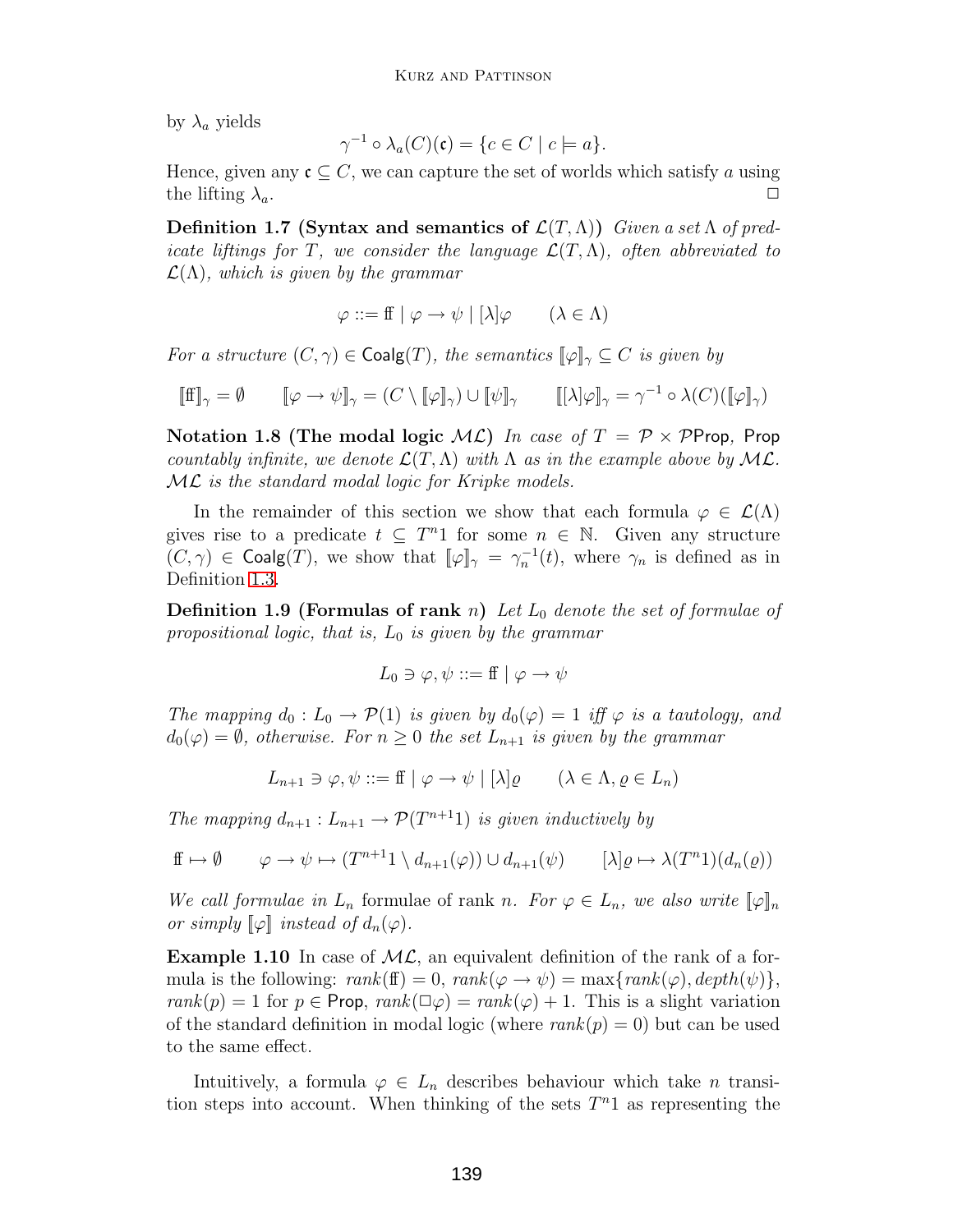by $\lambda_a$ yields

$$\gamma^{-1} \circ \lambda_a(C)(\mathfrak{c}) = \{c \in C \mid c \models a\}.$$

Hence, given any $\mathfrak{c} \subseteq C$, we can capture the set of worlds which satisfy $a$ using the lifting $\lambda_a$. $\square$

**Definition 1.7 (Syntax and semantics of $\mathcal{L}(T, \Lambda)$)** *Given a set $\Lambda$ of predicate liftings for $T$, we consider the language $\mathcal{L}(T, \Lambda)$, often abbreviated to $\mathcal{L}(\Lambda)$, which is given by the grammar*

$$\varphi ::= \mathrm{ff} \mid \varphi \to \psi \mid [\lambda]\varphi \qquad (\lambda \in \Lambda)$$

*For a structure $(C, \gamma) \in \mathsf{Coalg}(T)$, the semantics $[\![\varphi]\!]_\gamma \subseteq C$ is given by*

$$[\![\mathrm{ff}]\!]_\gamma = \emptyset \qquad [\![\varphi \to \psi]\!]_\gamma = (C \setminus [\![\varphi]\!]_\gamma) \cup [\![\psi]\!]_\gamma \qquad [\![[\lambda]\varphi]\!]_\gamma = \gamma^{-1} \circ \lambda(C)([\![\varphi]\!]_\gamma)$$

**Notation 1.8 (The modal logic $\mathcal{ML}$)** *In case of $T = \mathcal{P} \times \mathcal{P}\mathsf{Prop}$, $\mathsf{Prop}$ countably infinite, we denote $\mathcal{L}(T, \Lambda)$ with $\Lambda$ as in the example above by $\mathcal{ML}$. $\mathcal{ML}$ is the standard modal logic for Kripke models.*

In the remainder of this section we show that each formula $\varphi \in \mathcal{L}(\Lambda)$ gives rise to a predicate $t \subseteq T^n 1$ for some $n \in \mathbb{N}$. Given any structure $(C, \gamma) \in \mathsf{Coalg}(T)$, we show that $[\![\varphi]\!]_\gamma = \gamma_n^{-1}(t)$, where $\gamma_n$ is defined as in Definition 1.3.

**Definition 1.9 (Formulas of rank $n$)** *Let $L_0$ denote the set of formulae of propositional logic, that is, $L_0$ is given by the grammar*

$$L_0 \ni \varphi, \psi ::= \mathrm{ff} \mid \varphi \to \psi$$

*The mapping $d_0 : L_0 \to \mathcal{P}(1)$ is given by $d_0(\varphi) = 1$ iff $\varphi$ is a tautology, and $d_0(\varphi) = \emptyset$, otherwise. For $n \geq 0$ the set $L_{n+1}$ is given by the grammar*

$$L_{n+1} \ni \varphi, \psi ::= \mathrm{ff} \mid \varphi \to \psi \mid [\lambda]\varrho \qquad (\lambda \in \Lambda, \varrho \in L_n)$$

*The mapping $d_{n+1} : L_{n+1} \to \mathcal{P}(T^{n+1}1)$ is given inductively by*

$$\mathrm{ff} \mapsto \emptyset \qquad \varphi \to \psi \mapsto (T^{n+1}1 \setminus d_{n+1}(\varphi)) \cup d_{n+1}(\psi) \qquad [\lambda]\varrho \mapsto \lambda(T^n 1)(d_n(\varrho))$$

*We call formulae in $L_n$* formulae of rank $n$*. For $\varphi \in L_n$, we also write $[\![\varphi]\!]_n$ or simply $[\![\varphi]\!]$ instead of $d_n(\varphi)$.*

**Example 1.10** In case of $\mathcal{ML}$, an equivalent definition of the rank of a formula is the following: $rank(\mathrm{ff}) = 0$, $rank(\varphi \to \psi) = \max\{rank(\varphi), depth(\psi)\}$, $rank(p) = 1$ for $p \in \mathsf{Prop}$, $rank(\Box\varphi) = rank(\varphi) + 1$. This is a slight variation of the standard definition in modal logic (where $rank(p) = 0$) but can be used to the same effect.

Intuitively, a formula $\varphi \in L_n$ describes behaviour which take $n$ transition steps into account. When thinking of the sets $T^n 1$ as representing the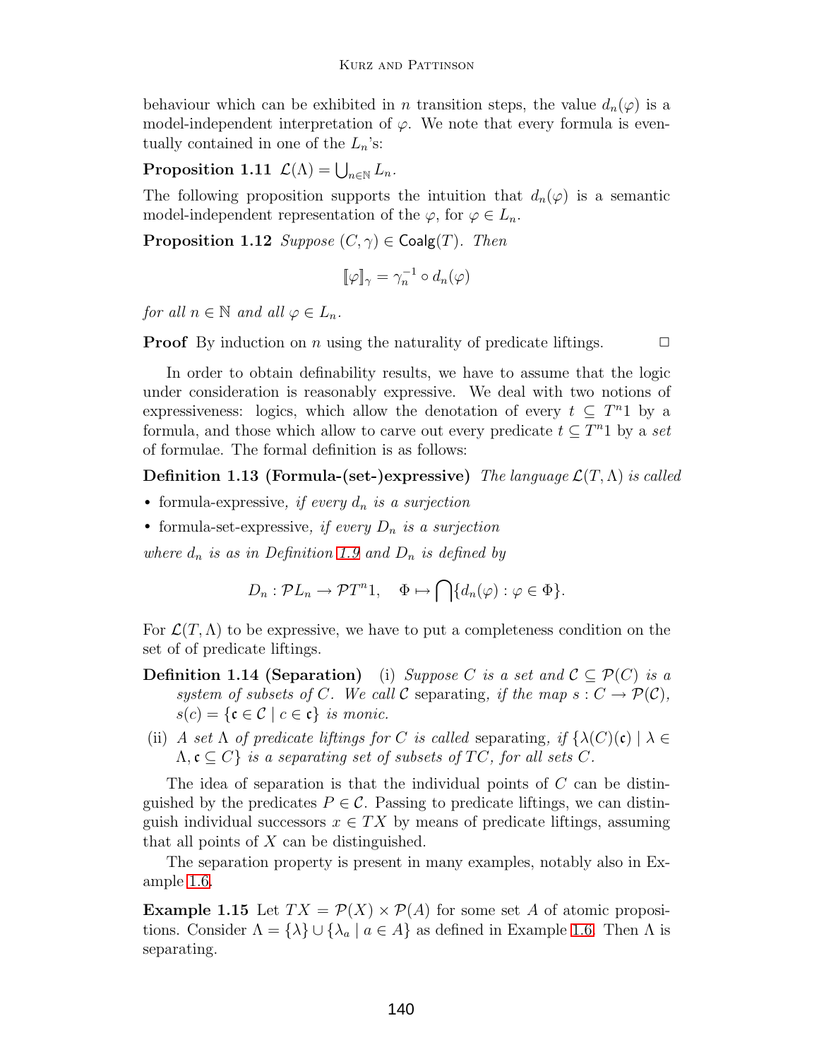behaviour which can be exhibited in $n$ transition steps, the value $d_n(\varphi)$ is a model-independent interpretation of $\varphi$. We note that every formula is eventually contained in one of the $L_n$'s:

**Proposition 1.11** $\mathcal{L}(\Lambda) = \bigcup_{n \in \mathbb{N}} L_n$.

The following proposition supports the intuition that $d_n(\varphi)$ is a semantic model-independent representation of the $\varphi$, for $\varphi \in L_n$.

**Proposition 1.12** *Suppose* $(C, \gamma) \in \mathsf{Coalg}(T)$. *Then*

$$[\![\varphi]\!]_\gamma = \gamma_n^{-1} \circ d_n(\varphi)$$

*for all* $n \in \mathbb{N}$ *and all* $\varphi \in L_n$.

**Proof** By induction on $n$ using the naturality of predicate liftings. $\Box$

In order to obtain definability results, we have to assume that the logic under consideration is reasonably expressive. We deal with two notions of expressiveness: logics, which allow the denotation of every $t \subseteq T^n 1$ by a formula, and those which allow to carve out every predicate $t \subseteq T^n 1$ by a *set* of formulae. The formal definition is as follows:

**Definition 1.13 (Formula-(set-)expressive)** *The language* $\mathcal{L}(T, \Lambda)$ *is called*

- formula-expressive*, if every* $d_n$ *is a surjection*
- formula-set-expressive*, if every* $D_n$ *is a surjection*

*where* $d_n$ *is as in Definition 1.9 and* $D_n$ *is defined by*

$$D_n : \mathcal{P}L_n \to \mathcal{P}T^n 1, \quad \Phi \mapsto \bigcap \{d_n(\varphi) : \varphi \in \Phi\}.$$

For $\mathcal{L}(T, \Lambda)$ to be expressive, we have to put a completeness condition on the set of of predicate liftings.

**Definition 1.14 (Separation)** (i) *Suppose* $C$ *is a set and* $\mathcal{C} \subseteq \mathcal{P}(C)$ *is a system of subsets of* $C$. *We call* $\mathcal{C}$ separating*, if the map* $s : C \to \mathcal{P}(\mathcal{C})$, $s(c) = \{\mathfrak{c} \in \mathcal{C} \mid c \in \mathfrak{c}\}$ *is monic.*

(ii) *A set* $\Lambda$ *of predicate liftings for* $C$ *is called* separating*, if* $\{\lambda(C)(\mathfrak{c}) \mid \lambda \in \Lambda, \mathfrak{c} \subseteq C\}$ *is a separating set of subsets of* $TC$*, for all sets* $C$.

The idea of separation is that the individual points of $C$ can be distinguished by the predicates $P \in \mathcal{C}$. Passing to predicate liftings, we can distinguish individual successors $x \in TX$ by means of predicate liftings, assuming that all points of $X$ can be distinguished.

The separation property is present in many examples, notably also in Example 1.6.

**Example 1.15** Let $TX = \mathcal{P}(X) \times \mathcal{P}(A)$ for some set $A$ of atomic propositions. Consider $\Lambda = \{\lambda\} \cup \{\lambda_a \mid a \in A\}$ as defined in Example 1.6. Then $\Lambda$ is separating.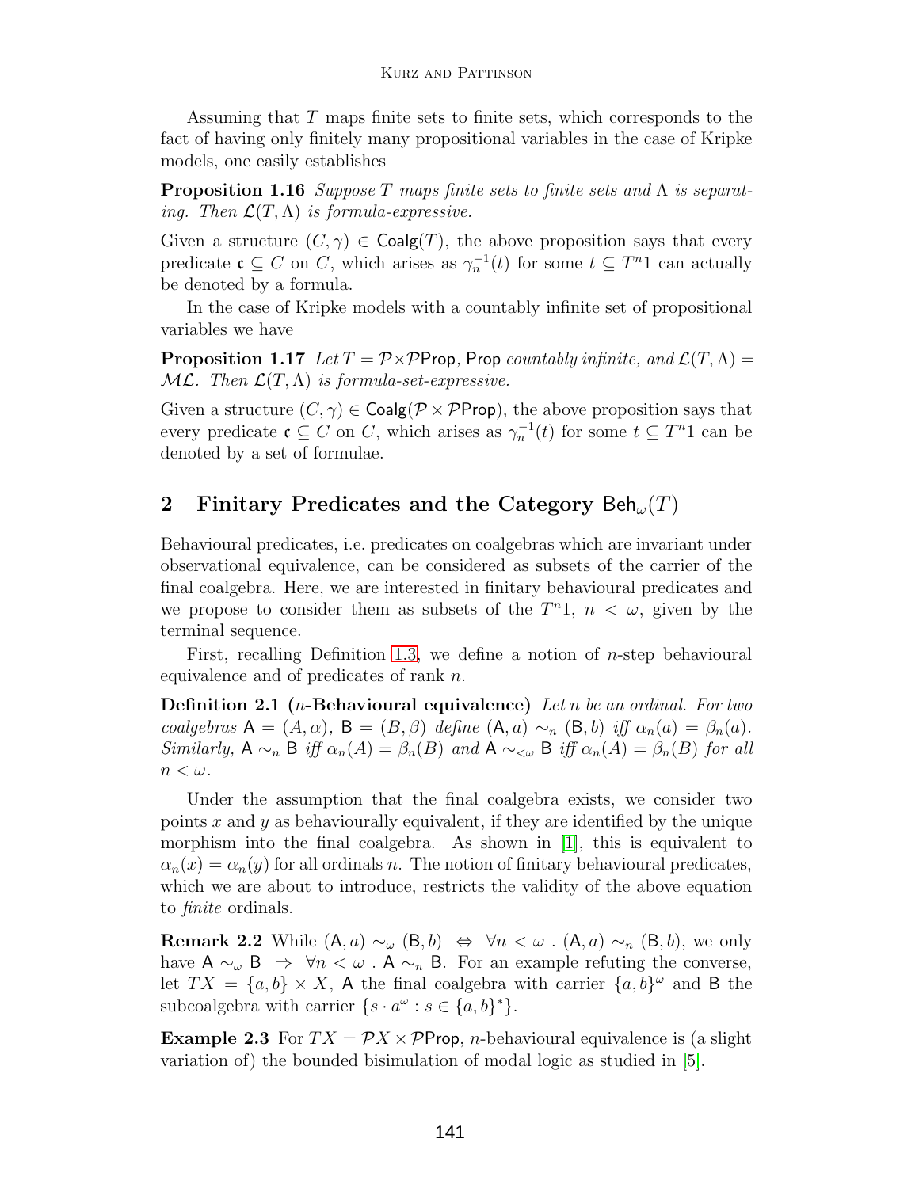Assuming that $T$ maps finite sets to finite sets, which corresponds to the fact of having only finitely many propositional variables in the case of Kripke models, one easily establishes

**Proposition 1.16** *Suppose $T$ maps finite sets to finite sets and $\Lambda$ is separating. Then $\mathcal{L}(T,\Lambda)$ is formula-expressive.*

Given a structure $(C,\gamma) \in \mathsf{Coalg}(T)$, the above proposition says that every predicate $\mathfrak{c} \subseteq C$ on $C$, which arises as $\gamma_n^{-1}(t)$ for some $t \subseteq T^n 1$ can actually be denoted by a formula.

In the case of Kripke models with a countably infinite set of propositional variables we have

**Proposition 1.17** *Let $T = \mathcal{P} \times \mathcal{P}\mathsf{Prop}$, $\mathsf{Prop}$ countably infinite, and $\mathcal{L}(T,\Lambda) = \mathcal{ML}$. Then $\mathcal{L}(T,\Lambda)$ is formula-set-expressive.*

Given a structure $(C,\gamma) \in \mathsf{Coalg}(\mathcal{P} \times \mathcal{P}\mathsf{Prop})$, the above proposition says that every predicate $\mathfrak{c} \subseteq C$ on $C$, which arises as $\gamma_n^{-1}(t)$ for some $t \subseteq T^n 1$ can be denoted by a set of formulae.

## 2 Finitary Predicates and the Category $\mathsf{Beh}_\omega(T)$

Behavioural predicates, i.e. predicates on coalgebras which are invariant under observational equivalence, can be considered as subsets of the carrier of the final coalgebra. Here, we are interested in finitary behavioural predicates and we propose to consider them as subsets of the $T^n 1$, $n < \omega$, given by the terminal sequence.

First, recalling Definition 1.3, we define a notion of $n$-step behavioural equivalence and of predicates of rank $n$.

**Definition 2.1** (**$n$-Behavioural equivalence**) *Let $n$ be an ordinal. For two coalgebras $\mathsf{A} = (A,\alpha)$, $\mathsf{B} = (B,\beta)$ define $(\mathsf{A},a) \sim_n (\mathsf{B},b)$ iff $\alpha_n(a) = \beta_n(a)$. Similarly, $\mathsf{A} \sim_n \mathsf{B}$ iff $\alpha_n(A) = \beta_n(B)$ and $\mathsf{A} \sim_{<\omega} \mathsf{B}$ iff $\alpha_n(A) = \beta_n(B)$ for all $n < \omega$.*

Under the assumption that the final coalgebra exists, we consider two points $x$ and $y$ as behaviourally equivalent, if they are identified by the unique morphism into the final coalgebra. As shown in [1], this is equivalent to $\alpha_n(x) = \alpha_n(y)$ for all ordinals $n$. The notion of finitary behavioural predicates, which we are about to introduce, restricts the validity of the above equation to *finite* ordinals.

**Remark 2.2** While $(\mathsf{A},a) \sim_\omega (\mathsf{B},b) \;\Leftrightarrow\; \forall n < \omega \,.\, (\mathsf{A},a) \sim_n (\mathsf{B},b)$, we only have $\mathsf{A} \sim_\omega \mathsf{B} \;\Rightarrow\; \forall n < \omega \,.\, \mathsf{A} \sim_n \mathsf{B}$. For an example refuting the converse, let $TX = \{a,b\} \times X$, $\mathsf{A}$ the final coalgebra with carrier $\{a,b\}^\omega$ and $\mathsf{B}$ the subcoalgebra with carrier $\{s \cdot a^\omega : s \in \{a,b\}^*\}$.

**Example 2.3** For $TX = \mathcal{P}X \times \mathcal{P}\mathsf{Prop}$, $n$-behavioural equivalence is (a slight variation of) the bounded bisimulation of modal logic as studied in [5].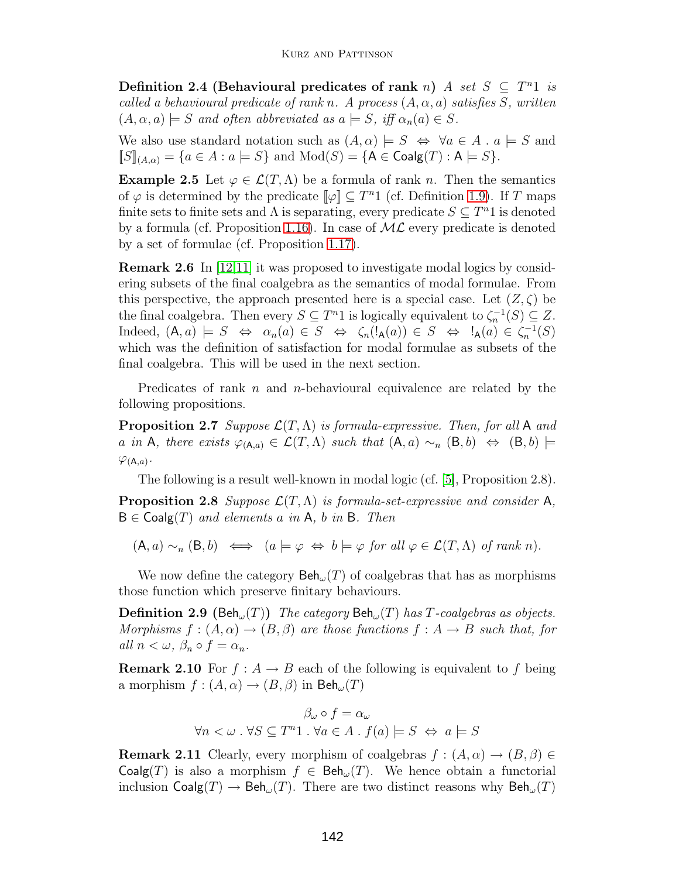**Definition 2.4 (Behavioural predicates of rank $n$)** *A set $S \subseteq T^n 1$ is called a behavioural predicate of rank $n$. A process $(A, \alpha, a)$ satisfies $S$, written $(A, \alpha, a) \models S$ and often abbreviated as $a \models S$, iff $\alpha_n(a) \in S$.*

We also use standard notation such as $(A, \alpha) \models S \Leftrightarrow \forall a \in A \,.\, a \models S$ and $[\![S]\!]_{(A,\alpha)} = \{a \in A : a \models S\}$ and $\mathrm{Mod}(S) = \{\mathsf{A} \in \mathsf{Coalg}(T) : \mathsf{A} \models S\}$.

**Example 2.5** Let $\varphi \in \mathcal{L}(T, \Lambda)$ be a formula of rank $n$. Then the semantics of $\varphi$ is determined by the predicate $[\![\varphi]\!] \subseteq T^n 1$ (cf. Definition 1.9). If $T$ maps finite sets to finite sets and $\Lambda$ is separating, every predicate $S \subseteq T^n 1$ is denoted by a formula (cf. Proposition 1.16). In case of $\mathcal{ML}$ every predicate is denoted by a set of formulae (cf. Proposition 1.17).

**Remark 2.6** In [12,11] it was proposed to investigate modal logics by considering subsets of the final coalgebra as the semantics of modal formulae. From this perspective, the approach presented here is a special case. Let $(Z, \zeta)$ be the final coalgebra. Then every $S \subseteq T^n 1$ is logically equivalent to $\zeta_n^{-1}(S) \subseteq Z$. Indeed, $(\mathsf{A}, a) \models S \Leftrightarrow \alpha_n(a) \in S \Leftrightarrow \zeta_n(!_{\mathsf{A}}(a)) \in S \Leftrightarrow\, !_{\mathsf{A}}(a) \in \zeta_n^{-1}(S)$ which was the definition of satisfaction for modal formulae as subsets of the final coalgebra. This will be used in the next section.

Predicates of rank $n$ and $n$-behavioural equivalence are related by the following propositions.

**Proposition 2.7** *Suppose $\mathcal{L}(T, \Lambda)$ is formula-expressive. Then, for all $\mathsf{A}$ and $a$ in $\mathsf{A}$, there exists $\varphi_{(\mathsf{A},a)} \in \mathcal{L}(T, \Lambda)$ such that $(\mathsf{A}, a) \sim_n (\mathsf{B}, b) \Leftrightarrow (\mathsf{B}, b) \models \varphi_{(\mathsf{A},a)}$.*

The following is a result well-known in modal logic (cf. [5], Proposition 2.8).

**Proposition 2.8** *Suppose $\mathcal{L}(T, \Lambda)$ is formula-set-expressive and consider $\mathsf{A}$, $\mathsf{B} \in \mathsf{Coalg}(T)$ and elements $a$ in $\mathsf{A}$, $b$ in $\mathsf{B}$. Then*

$$(\mathsf{A}, a) \sim_n (\mathsf{B}, b) \iff (a \models \varphi \Leftrightarrow b \models \varphi \text{ for all } \varphi \in \mathcal{L}(T, \Lambda) \text{ of rank } n).$$

We now define the category $\mathsf{Beh}_\omega(T)$ of coalgebras that has as morphisms those function which preserve finitary behaviours.

**Definition 2.9 ($\mathsf{Beh}_\omega(T)$)** *The category $\mathsf{Beh}_\omega(T)$ has $T$-coalgebras as objects. Morphisms $f : (A, \alpha) \to (B, \beta)$ are those functions $f : A \to B$ such that, for all $n < \omega$, $\beta_n \circ f = \alpha_n$.*

**Remark 2.10** For $f : A \to B$ each of the following is equivalent to $f$ being a morphism $f : (A, \alpha) \to (B, \beta)$ in $\mathsf{Beh}_\omega(T)$

$$\beta_\omega \circ f = \alpha_\omega$$
$$\forall n < \omega \,.\, \forall S \subseteq T^n 1 \,.\, \forall a \in A \,.\, f(a) \models S \Leftrightarrow a \models S$$

**Remark 2.11** Clearly, every morphism of coalgebras $f : (A, \alpha) \to (B, \beta) \in \mathsf{Coalg}(T)$ is also a morphism $f \in \mathsf{Beh}_\omega(T)$. We hence obtain a functorial inclusion $\mathsf{Coalg}(T) \to \mathsf{Beh}_\omega(T)$. There are two distinct reasons why $\mathsf{Beh}_\omega(T)$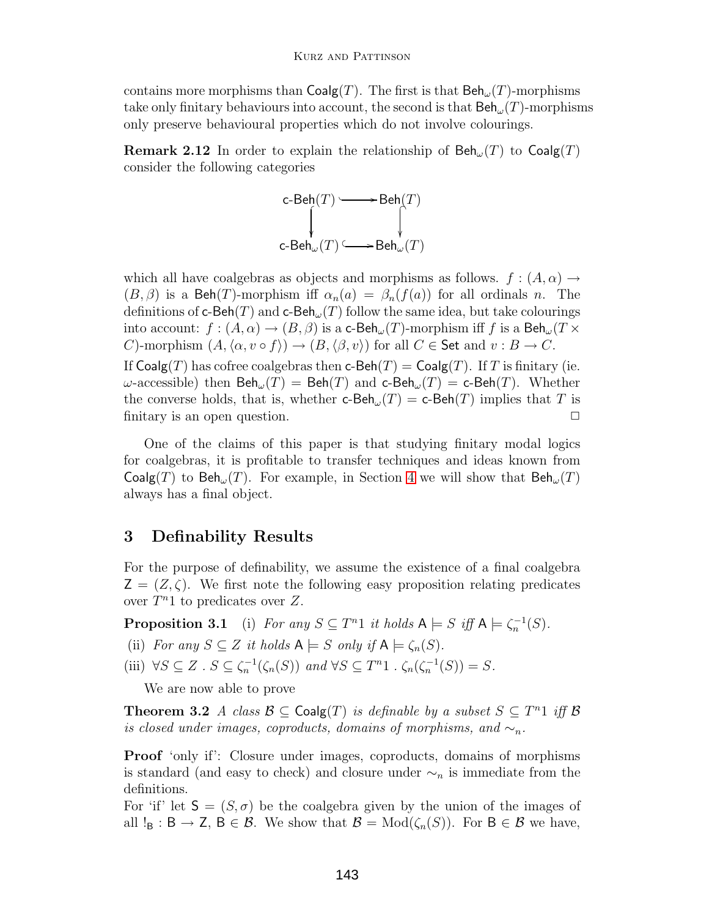contains more morphisms than $\mathsf{Coalg}(T)$. The first is that $\mathsf{Beh}_\omega(T)$-morphisms take only finitary behaviours into account, the second is that $\mathsf{Beh}_\omega(T)$-morphisms only preserve behavioural properties which do not involve colourings.

**Remark 2.12** In order to explain the relationship of $\mathsf{Beh}_\omega(T)$ to $\mathsf{Coalg}(T)$ consider the following categories

$$
\begin{array}{ccc}
\mathsf{c\text{-}Beh}(T) & \hookrightarrow & \mathsf{Beh}(T) \\
\downarrow & & \downarrow \\
\mathsf{c\text{-}Beh}_\omega(T) & \hookrightarrow & \mathsf{Beh}_\omega(T)
\end{array}
$$

which all have coalgebras as objects and morphisms as follows. $f : (A, \alpha) \to (B, \beta)$ is a $\mathsf{Beh}(T)$-morphism iff $\alpha_n(a) = \beta_n(f(a))$ for all ordinals $n$. The definitions of $\mathsf{c\text{-}Beh}(T)$ and $\mathsf{c\text{-}Beh}_\omega(T)$ follow the same idea, but take colourings into account: $f : (A, \alpha) \to (B, \beta)$ is a $\mathsf{c\text{-}Beh}_\omega(T)$-morphism iff $f$ is a $\mathsf{Beh}_\omega(T \times C)$-morphism $(A, \langle \alpha, v \circ f \rangle) \to (B, \langle \beta, v \rangle)$ for all $C \in \mathsf{Set}$ and $v : B \to C$.

If $\mathsf{Coalg}(T)$ has cofree coalgebras then $\mathsf{c\text{-}Beh}(T) = \mathsf{Coalg}(T)$. If $T$ is finitary (ie. $\omega$-accessible) then $\mathsf{Beh}_\omega(T) = \mathsf{Beh}(T)$ and $\mathsf{c\text{-}Beh}_\omega(T) = \mathsf{c\text{-}Beh}(T)$. Whether the converse holds, that is, whether $\mathsf{c\text{-}Beh}_\omega(T) = \mathsf{c\text{-}Beh}(T)$ implies that $T$ is finitary is an open question. □

One of the claims of this paper is that studying finitary modal logics for coalgebras, it is profitable to transfer techniques and ideas known from $\mathsf{Coalg}(T)$ to $\mathsf{Beh}_\omega(T)$. For example, in Section 4 we will show that $\mathsf{Beh}_\omega(T)$ always has a final object.

## 3 Definability Results

For the purpose of definability, we assume the existence of a final coalgebra $\mathsf{Z} = (Z, \zeta)$. We first note the following easy proposition relating predicates over $T^n 1$ to predicates over $Z$.

**Proposition 3.1** (i) *For any $S \subseteq T^n 1$ it holds $\mathsf{A} \models S$ iff $\mathsf{A} \models \zeta_n^{-1}(S)$.*

(ii) *For any $S \subseteq Z$ it holds $\mathsf{A} \models S$ only if $\mathsf{A} \models \zeta_n(S)$.*

(iii) $\forall S \subseteq Z \,.\, S \subseteq \zeta_n^{-1}(\zeta_n(S))$ *and* $\forall S \subseteq T^n 1 \,.\, \zeta_n(\zeta_n^{-1}(S)) = S$.

We are now able to prove

**Theorem 3.2** *A class $\mathcal{B} \subseteq \mathsf{Coalg}(T)$ is definable by a subset $S \subseteq T^n 1$ iff $\mathcal{B}$ is closed under images, coproducts, domains of morphisms, and $\sim_n$.*

**Proof** 'only if': Closure under images, coproducts, domains of morphisms is standard (and easy to check) and closure under $\sim_n$ is immediate from the definitions.
For 'if' let $\mathsf{S} = (S, \sigma)$ be the coalgebra given by the union of the images of all $!_\mathsf{B} : \mathsf{B} \to \mathsf{Z}$, $\mathsf{B} \in \mathcal{B}$. We show that $\mathcal{B} = \mathrm{Mod}(\zeta_n(S))$. For $\mathsf{B} \in \mathcal{B}$ we have,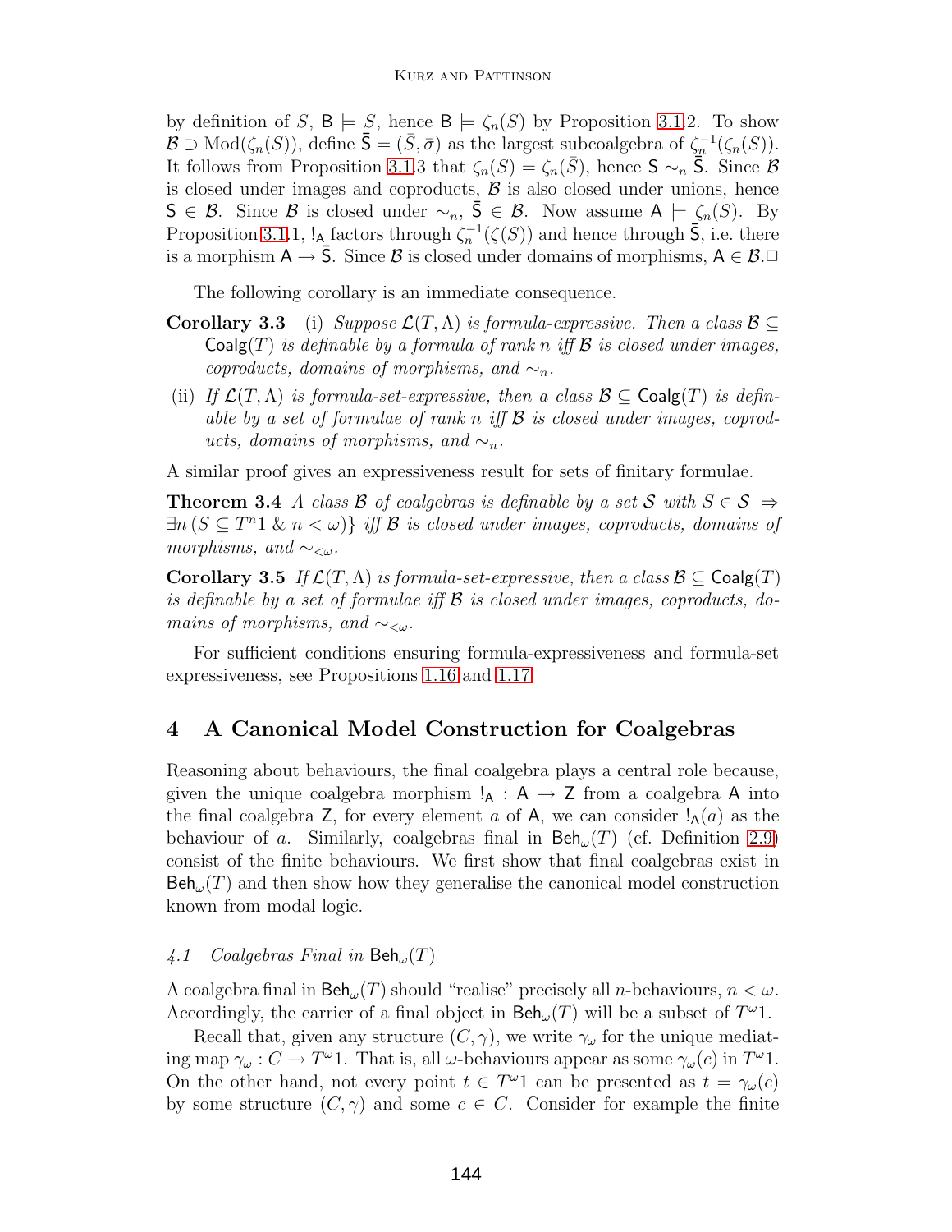by definition of $S$, $\mathsf{B} \models S$, hence $\mathsf{B} \models \zeta_n(S)$ by Proposition 3.1.2. To show $\mathcal{B} \supset \mathrm{Mod}(\zeta_n(S))$, define $\bar{\mathsf{S}} = (\bar{S}, \bar{\sigma})$ as the largest subcoalgebra of $\zeta_n^{-1}(\zeta_n(S))$. It follows from Proposition 3.1.3 that $\zeta_n(S) = \zeta_n(\bar{S})$, hence $\mathsf{S} \sim_n \bar{\mathsf{S}}$. Since $\mathcal{B}$ is closed under images and coproducts, $\mathcal{B}$ is also closed under unions, hence $\mathsf{S} \in \mathcal{B}$. Since $\mathcal{B}$ is closed under $\sim_n$, $\bar{\mathsf{S}} \in \mathcal{B}$. Now assume $\mathsf{A} \models \zeta_n(S)$. By Proposition 3.1.1, $!_{\mathsf{A}}$ factors through $\zeta_n^{-1}(\zeta(S))$ and hence through $\bar{\mathsf{S}}$, i.e. there is a morphism $\mathsf{A} \to \bar{\mathsf{S}}$. Since $\mathcal{B}$ is closed under domains of morphisms, $\mathsf{A} \in \mathcal{B}$.□

The following corollary is an immediate consequence.

**Corollary 3.3** (i) *Suppose $\mathcal{L}(T, \Lambda)$ is formula-expressive. Then a class $\mathcal{B} \subseteq \mathsf{Coalg}(T)$ is definable by a formula of rank $n$ iff $\mathcal{B}$ is closed under images, coproducts, domains of morphisms, and $\sim_n$.*

(ii) *If $\mathcal{L}(T, \Lambda)$ is formula-set-expressive, then a class $\mathcal{B} \subseteq \mathsf{Coalg}(T)$ is definable by a set of formulae of rank $n$ iff $\mathcal{B}$ is closed under images, coproducts, domains of morphisms, and $\sim_n$.*

A similar proof gives an expressiveness result for sets of finitary formulae.

**Theorem 3.4** *A class $\mathcal{B}$ of coalgebras is definable by a set $\mathcal{S}$ with $S \in \mathcal{S} \Rightarrow \exists n \, (S \subseteq T^n 1 \; \& \; n < \omega)\}$ iff $\mathcal{B}$ is closed under images, coproducts, domains of morphisms, and $\sim_{<\omega}$.*

**Corollary 3.5** *If $\mathcal{L}(T, \Lambda)$ is formula-set-expressive, then a class $\mathcal{B} \subseteq \mathsf{Coalg}(T)$ is definable by a set of formulae iff $\mathcal{B}$ is closed under images, coproducts, domains of morphisms, and $\sim_{<\omega}$.*

For sufficient conditions ensuring formula-expressiveness and formula-set expressiveness, see Propositions 1.16 and 1.17.

## 4 A Canonical Model Construction for Coalgebras

Reasoning about behaviours, the final coalgebra plays a central role because, given the unique coalgebra morphism $!_{\mathsf{A}} : \mathsf{A} \to \mathsf{Z}$ from a coalgebra $\mathsf{A}$ into the final coalgebra $\mathsf{Z}$, for every element $a$ of $\mathsf{A}$, we can consider $!_{\mathsf{A}}(a)$ as the behaviour of $a$. Similarly, coalgebras final in $\mathsf{Beh}_\omega(T)$ (cf. Definition 2.9) consist of the finite behaviours. We first show that final coalgebras exist in $\mathsf{Beh}_\omega(T)$ and then show how they generalise the canonical model construction known from modal logic.

### *4.1 Coalgebras Final in $\mathsf{Beh}_\omega(T)$*

A coalgebra final in $\mathsf{Beh}_\omega(T)$ should "realise" precisely all $n$-behaviours, $n < \omega$. Accordingly, the carrier of a final object in $\mathsf{Beh}_\omega(T)$ will be a subset of $T^\omega 1$.

Recall that, given any structure $(C, \gamma)$, we write $\gamma_\omega$ for the unique mediating map $\gamma_\omega : C \to T^\omega 1$. That is, all $\omega$-behaviours appear as some $\gamma_\omega(c)$ in $T^\omega 1$. On the other hand, not every point $t \in T^\omega 1$ can be presented as $t = \gamma_\omega(c)$ by some structure $(C, \gamma)$ and some $c \in C$. Consider for example the finite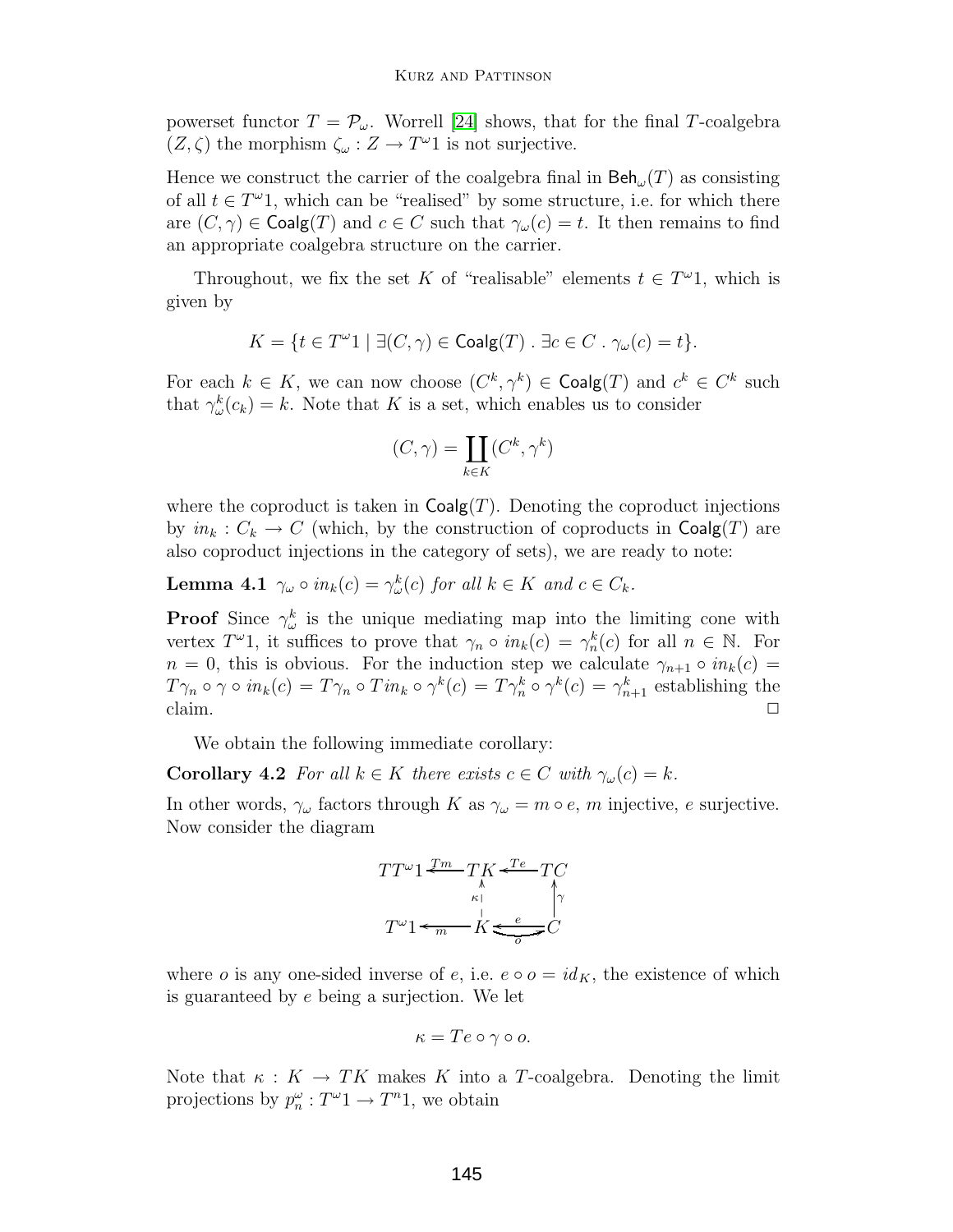powerset functor $T = \mathcal{P}_\omega$. Worrell [24] shows, that for the final $T$-coalgebra $(Z, \zeta)$ the morphism $\zeta_\omega : Z \to T^\omega 1$ is not surjective.

Hence we construct the carrier of the coalgebra final in $\mathsf{Beh}_\omega(T)$ as consisting of all $t \in T^\omega 1$, which can be "realised" by some structure, i.e. for which there are $(C, \gamma) \in \mathsf{Coalg}(T)$ and $c \in C$ such that $\gamma_\omega(c) = t$. It then remains to find an appropriate coalgebra structure on the carrier.

Throughout, we fix the set $K$ of "realisable" elements $t \in T^\omega 1$, which is given by

$$K = \{t \in T^\omega 1 \mid \exists (C, \gamma) \in \mathsf{Coalg}(T) \,.\, \exists c \in C \,.\, \gamma_\omega(c) = t\}.$$

For each $k \in K$, we can now choose $(C^k, \gamma^k) \in \mathsf{Coalg}(T)$ and $c^k \in C^k$ such that $\gamma^k_\omega(c_k) = k$. Note that $K$ is a set, which enables us to consider

$$(C, \gamma) = \coprod_{k \in K} (C^k, \gamma^k)$$

where the coproduct is taken in $\mathsf{Coalg}(T)$. Denoting the coproduct injections by $in_k : C_k \to C$ (which, by the construction of coproducts in $\mathsf{Coalg}(T)$ are also coproduct injections in the category of sets), we are ready to note:

**Lemma 4.1** *$\gamma_\omega \circ in_k(c) = \gamma^k_\omega(c)$ for all $k \in K$ and $c \in C_k$.*

**Proof** Since $\gamma^k_\omega$ is the unique mediating map into the limiting cone with vertex $T^\omega 1$, it suffices to prove that $\gamma_n \circ in_k(c) = \gamma^k_n(c)$ for all $n \in \mathbb{N}$. For $n = 0$, this is obvious. For the induction step we calculate $\gamma_{n+1} \circ in_k(c) = T\gamma_n \circ \gamma \circ in_k(c) = T\gamma_n \circ T in_k \circ \gamma^k(c) = T\gamma^k_n \circ \gamma^k(c) = \gamma^k_{n+1}$ establishing the claim. $\Box$

We obtain the following immediate corollary:

**Corollary 4.2** *For all $k \in K$ there exists $c \in C$ with $\gamma_\omega(c) = k$.*

In other words, $\gamma_\omega$ factors through $K$ as $\gamma_\omega = m \circ e$, $m$ injective, $e$ surjective. Now consider the diagram

$$\begin{array}{ccccc}
TT^\omega 1 & \xleftarrow{Tm} & TK & \xleftarrow{Te} & TC \\
 & & \uparrow{\scriptstyle \kappa} & & \uparrow{\scriptstyle \gamma} \\
T^\omega 1 & \xleftarrow{m} & K & \underset{o}{\overset{e}{\rightleftarrows}} & C
\end{array}$$

where $o$ is any one-sided inverse of $e$, i.e. $e \circ o = id_K$, the existence of which is guaranteed by $e$ being a surjection. We let

$$\kappa = Te \circ \gamma \circ o.$$

Note that $\kappa : K \to TK$ makes $K$ into a $T$-coalgebra. Denoting the limit projections by $p^\omega_n : T^\omega 1 \to T^n 1$, we obtain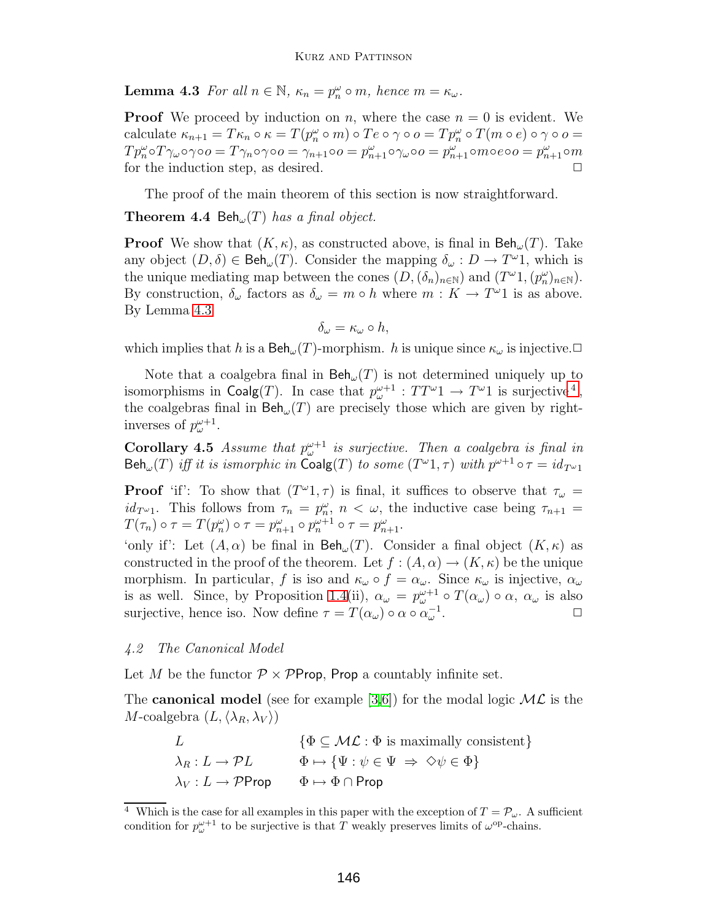**Lemma 4.3** *For all $n \in \mathbb{N}$, $\kappa_n = p^\omega_n \circ m$, hence $m = \kappa_\omega$.*

**Proof** We proceed by induction on $n$, where the case $n = 0$ is evident. We calculate $\kappa_{n+1} = T\kappa_n \circ \kappa = T(p^\omega_n \circ m) \circ Te \circ \gamma \circ o = Tp^\omega_n \circ T(m \circ e) \circ \gamma \circ o = Tp^\omega_n \circ T\gamma_\omega \circ \gamma \circ o = T\gamma_n \circ \gamma \circ o = \gamma_{n+1} \circ o = p^\omega_{n+1} \circ \gamma_\omega \circ o = p^\omega_{n+1} \circ m \circ e \circ o = p^\omega_{n+1} \circ m$ for the induction step, as desired. □

The proof of the main theorem of this section is now straightforward.

**Theorem 4.4** *$\mathsf{Beh}_\omega(T)$ has a final object.*

**Proof** We show that $(K, \kappa)$, as constructed above, is final in $\mathsf{Beh}_\omega(T)$. Take any object $(D, \delta) \in \mathsf{Beh}_\omega(T)$. Consider the mapping $\delta_\omega : D \to T^\omega 1$, which is the unique mediating map between the cones $(D, (\delta_n)_{n \in \mathbb{N}})$ and $(T^\omega 1, (p^\omega_n)_{n \in \mathbb{N}})$. By construction, $\delta_\omega$ factors as $\delta_\omega = m \circ h$ where $m : K \to T^\omega 1$ is as above. By Lemma 4.3

$$\delta_\omega = \kappa_\omega \circ h,$$

which implies that $h$ is a $\mathsf{Beh}_\omega(T)$-morphism. $h$ is unique since $\kappa_\omega$ is injective. □

Note that a coalgebra final in $\mathsf{Beh}_\omega(T)$ is not determined uniquely up to isomorphisms in $\mathsf{Coalg}(T)$. In case that $p^{\omega+1}_\omega : TT^\omega 1 \to T^\omega 1$ is surjective[4], the coalgebras final in $\mathsf{Beh}_\omega(T)$ are precisely those which are given by right-inverses of $p^{\omega+1}_\omega$.

**Corollary 4.5** *Assume that $p^{\omega+1}_\omega$ is surjective. Then a coalgebra is final in $\mathsf{Beh}_\omega(T)$ iff it is isomorphic in $\mathsf{Coalg}(T)$ to some $(T^\omega 1, \tau)$ with $p^{\omega+1} \circ \tau = id_{T^\omega 1}$*

**Proof** 'if': To show that $(T^\omega 1, \tau)$ is final, it suffices to observe that $\tau_\omega = id_{T^\omega 1}$. This follows from $\tau_n = p^\omega_n$, $n < \omega$, the inductive case being $\tau_{n+1} = T(\tau_n) \circ \tau = T(p^\omega_n) \circ \tau = p^\omega_{n+1} \circ p^{\omega+1}_n \circ \tau = p^\omega_{n+1}$.
'only if': Let $(A, \alpha)$ be final in $\mathsf{Beh}_\omega(T)$. Consider a final object $(K, \kappa)$ as constructed in the proof of the theorem. Let $f : (A, \alpha) \to (K, \kappa)$ be the unique morphism. In particular, $f$ is iso and $\kappa_\omega \circ f = \alpha_\omega$. Since $\kappa_\omega$ is injective, $\alpha_\omega$ is as well. Since, by Proposition 1.4(ii), $\alpha_\omega = p^{\omega+1}_\omega \circ T(\alpha_\omega) \circ \alpha$, $\alpha_\omega$ is also surjective, hence iso. Now define $\tau = T(\alpha_\omega) \circ \alpha \circ \alpha_\omega^{-1}$. □

### *4.2 The Canonical Model*

Let $M$ be the functor $\mathcal{P} \times \mathcal{P}\mathsf{Prop}$, $\mathsf{Prop}$ a countably infinite set.

The **canonical model** (see for example [3,6]) for the modal logic $\mathcal{ML}$ is the $M$-coalgebra $(L, \langle \lambda_R, \lambda_V \rangle)$

| | |
|---|---|
| $L$ | $\{\Phi \subseteq \mathcal{ML} : \Phi \text{ is maximally consistent}\}$ |
| $\lambda_R : L \to \mathcal{P}L$ | $\Phi \mapsto \{\Psi : \psi \in \Psi \;\Rightarrow\; \Diamond\psi \in \Phi\}$ |
| $\lambda_V : L \to \mathcal{P}\mathsf{Prop}$ | $\Phi \mapsto \Phi \cap \mathsf{Prop}$ |

[4] Which is the case for all examples in this paper with the exception of $T = \mathcal{P}_\omega$. A sufficient condition for $p^{\omega+1}_\omega$ to be surjective is that $T$ weakly preserves limits of $\omega^{\mathrm{op}}$-chains.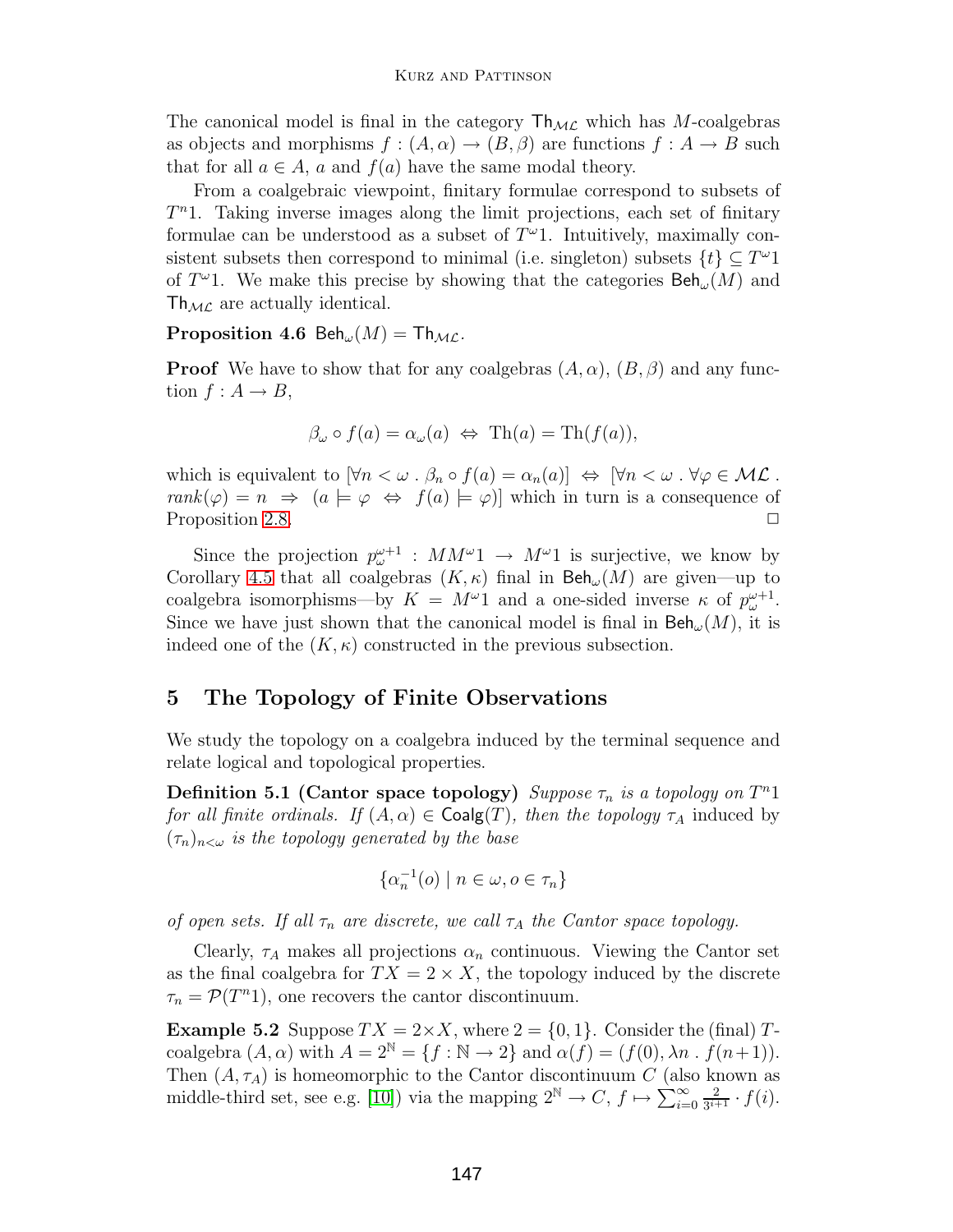The canonical model is final in the category $\mathsf{Th}_{\mathcal{ML}}$ which has $M$-coalgebras as objects and morphisms $f : (A, \alpha) \to (B, \beta)$ are functions $f : A \to B$ such that for all $a \in A$, $a$ and $f(a)$ have the same modal theory.

From a coalgebraic viewpoint, finitary formulae correspond to subsets of $T^n 1$. Taking inverse images along the limit projections, each set of finitary formulae can be understood as a subset of $T^\omega 1$. Intuitively, maximally consistent subsets then correspond to minimal (i.e. singleton) subsets $\{t\} \subseteq T^\omega 1$ of $T^\omega 1$. We make this precise by showing that the categories $\mathsf{Beh}_\omega(M)$ and $\mathsf{Th}_{\mathcal{ML}}$ are actually identical.

**Proposition 4.6** $\mathsf{Beh}_\omega(M) = \mathsf{Th}_{\mathcal{ML}}$.

**Proof** We have to show that for any coalgebras $(A, \alpha)$, $(B, \beta)$ and any function $f : A \to B$,

$$\beta_\omega \circ f(a) = \alpha_\omega(a) \;\Leftrightarrow\; \mathrm{Th}(a) = \mathrm{Th}(f(a)),$$

which is equivalent to $[\forall n < \omega \,.\, \beta_n \circ f(a) = \alpha_n(a)] \;\Leftrightarrow\; [\forall n < \omega \,.\, \forall \varphi \in \mathcal{ML} \,.\, \mathit{rank}(\varphi) = n \;\Rightarrow\; (a \models \varphi \;\Leftrightarrow\; f(a) \models \varphi)]$ which in turn is a consequence of Proposition 2.8. $\square$

Since the projection $p^{\omega+1}_\omega : MM^\omega 1 \to M^\omega 1$ is surjective, we know by Corollary 4.5 that all coalgebras $(K, \kappa)$ final in $\mathsf{Beh}_\omega(M)$ are given—up to coalgebra isomorphisms—by $K = M^\omega 1$ and a one-sided inverse $\kappa$ of $p^{\omega+1}_\omega$. Since we have just shown that the canonical model is final in $\mathsf{Beh}_\omega(M)$, it is indeed one of the $(K, \kappa)$ constructed in the previous subsection.

## 5 The Topology of Finite Observations

We study the topology on a coalgebra induced by the terminal sequence and relate logical and topological properties.

**Definition 5.1 (Cantor space topology)** *Suppose $\tau_n$ is a topology on $T^n 1$ for all finite ordinals. If $(A, \alpha) \in \mathsf{Coalg}(T)$, then the topology $\tau_A$ induced by $(\tau_n)_{n<\omega}$ is the topology generated by the base*

$$\{\alpha_n^{-1}(o) \mid n \in \omega, o \in \tau_n\}$$

*of open sets. If all $\tau_n$ are discrete, we call $\tau_A$ the Cantor space topology.*

Clearly, $\tau_A$ makes all projections $\alpha_n$ continuous. Viewing the Cantor set as the final coalgebra for $TX = 2 \times X$, the topology induced by the discrete $\tau_n = \mathcal{P}(T^n 1)$, one recovers the cantor discontinuum.

**Example 5.2** Suppose $TX = 2 \times X$, where $2 = \{0, 1\}$. Consider the (final) $T$-coalgebra $(A, \alpha)$ with $A = 2^{\mathbb{N}} = \{f : \mathbb{N} \to 2\}$ and $\alpha(f) = (f(0), \lambda n \,.\, f(n+1))$. Then $(A, \tau_A)$ is homeomorphic to the Cantor discontinuum $C$ (also known as middle-third set, see e.g. [10]) via the mapping $2^{\mathbb{N}} \to C$, $f \mapsto \sum_{i=0}^\infty \frac{2}{3^{i+1}} \cdot f(i)$.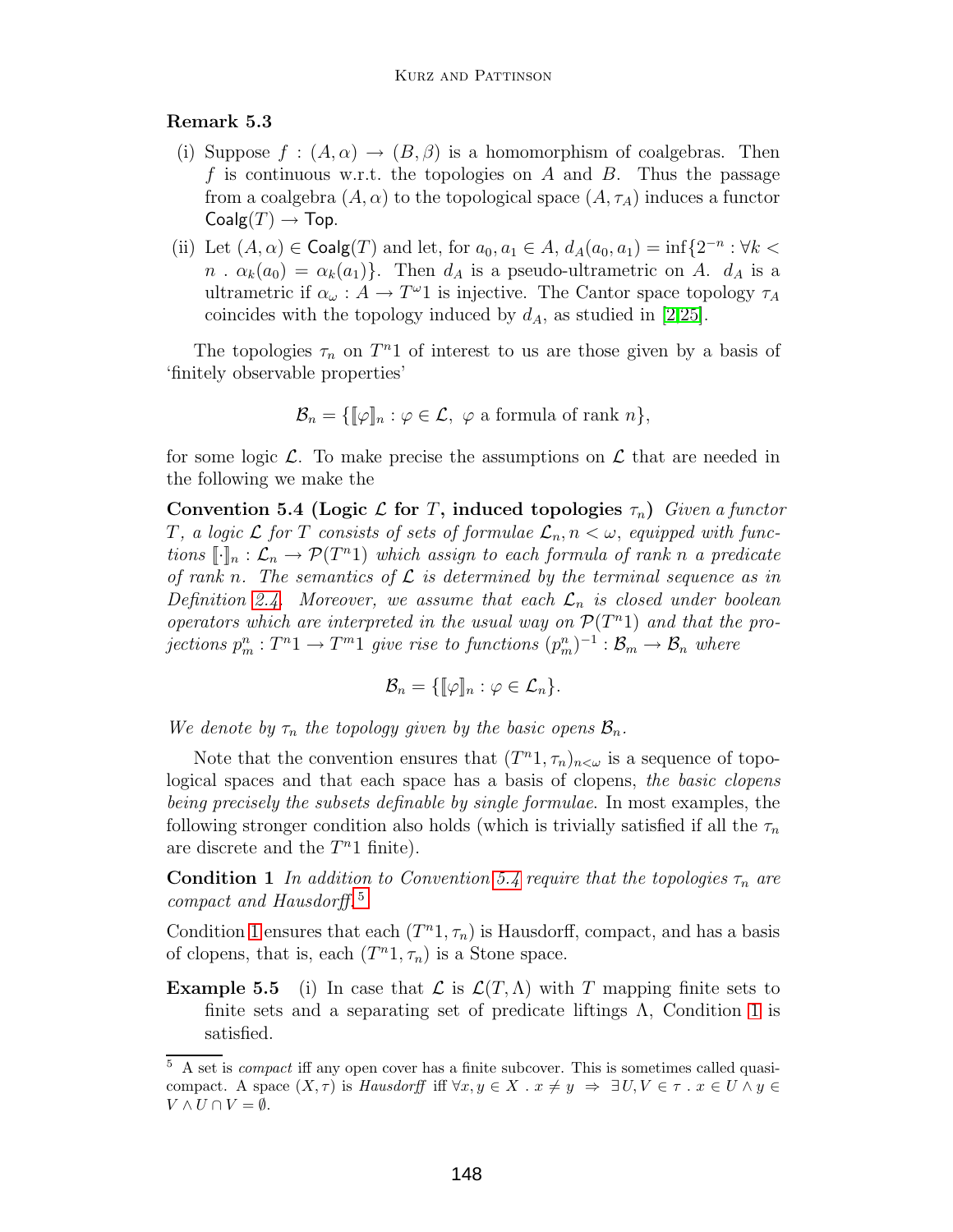**Remark 5.3**

(i) Suppose $f : (A, \alpha) \to (B, \beta)$ is a homomorphism of coalgebras. Then $f$ is continuous w.r.t. the topologies on $A$ and $B$. Thus the passage from a coalgebra $(A, \alpha)$ to the topological space $(A, \tau_A)$ induces a functor $\mathsf{Coalg}(T) \to \mathsf{Top}$.

(ii) Let $(A, \alpha) \in \mathsf{Coalg}(T)$ and let, for $a_0, a_1 \in A$, $d_A(a_0, a_1) = \inf\{2^{-n} : \forall k < n \,.\, \alpha_k(a_0) = \alpha_k(a_1)\}$. Then $d_A$ is a pseudo-ultrametric on $A$. $d_A$ is a ultrametric if $\alpha_\omega : A \to T^\omega 1$ is injective. The Cantor space topology $\tau_A$ coincides with the topology induced by $d_A$, as studied in [2,25].

The topologies $\tau_n$ on $T^n 1$ of interest to us are those given by a basis of 'finitely observable properties'

$$\mathcal{B}_n = \{[\![\varphi]\!]_n : \varphi \in \mathcal{L},\ \varphi \text{ a formula of rank } n\},$$

for some logic $\mathcal{L}$. To make precise the assumptions on $\mathcal{L}$ that are needed in the following we make the

**Convention 5.4 (Logic $\mathcal{L}$ for $T$, induced topologies $\tau_n$)** *Given a functor $T$, a logic $\mathcal{L}$ for $T$ consists of sets of formulae $\mathcal{L}_n, n < \omega$, equipped with functions $[\![\cdot]\!]_n : \mathcal{L}_n \to \mathcal{P}(T^n 1)$ which assign to each formula of rank $n$ a predicate of rank $n$. The semantics of $\mathcal{L}$ is determined by the terminal sequence as in Definition 2.4. Moreover, we assume that each $\mathcal{L}_n$ is closed under boolean operators which are interpreted in the usual way on $\mathcal{P}(T^n 1)$ and that the projections $p^n_m : T^n 1 \to T^m 1$ give rise to functions $(p^n_m)^{-1} : \mathcal{B}_m \to \mathcal{B}_n$ where*

$$\mathcal{B}_n = \{[\![\varphi]\!]_n : \varphi \in \mathcal{L}_n\}.$$

*We denote by $\tau_n$ the topology given by the basic opens $\mathcal{B}_n$.*

Note that the convention ensures that $(T^n 1, \tau_n)_{n<\omega}$ is a sequence of topological spaces and that each space has a basis of clopens, *the basic clopens being precisely the subsets definable by single formulae.* In most examples, the following stronger condition also holds (which is trivially satisfied if all the $\tau_n$ are discrete and the $T^n 1$ finite).

**Condition 1** *In addition to Convention 5.4 require that the topologies $\tau_n$ are compact and Hausdorff.*[5]

Condition 1 ensures that each $(T^n 1, \tau_n)$ is Hausdorff, compact, and has a basis of clopens, that is, each $(T^n 1, \tau_n)$ is a Stone space.

**Example 5.5** (i) In case that $\mathcal{L}$ is $\mathcal{L}(T, \Lambda)$ with $T$ mapping finite sets to finite sets and a separating set of predicate liftings $\Lambda$, Condition 1 is satisfied.

[5] A set is *compact* iff any open cover has a finite subcover. This is sometimes called quasi-compact. A space $(X, \tau)$ is *Hausdorff* iff $\forall x, y \in X \,.\, x \neq y \ \Rightarrow\ \exists U, V \in \tau \,.\, x \in U \wedge y \in V \wedge U \cap V = \emptyset$.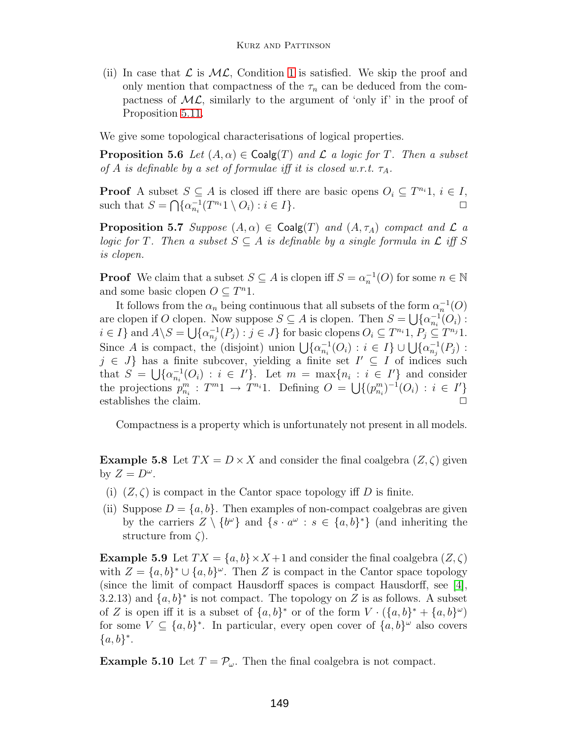(ii) In case that $\mathcal{L}$ is $\mathcal{ML}$, Condition 1 is satisfied. We skip the proof and only mention that compactness of the $\tau_n$ can be deduced from the compactness of $\mathcal{ML}$, similarly to the argument of 'only if' in the proof of Proposition 5.11.

We give some topological characterisations of logical properties.

**Proposition 5.6** *Let $(A, \alpha) \in \mathsf{Coalg}(T)$ and $\mathcal{L}$ a logic for $T$. Then a subset of $A$ is definable by a set of formulae iff it is closed w.r.t. $\tau_A$.*

**Proof** A subset $S \subseteq A$ is closed iff there are basic opens $O_i \subseteq T^{n_i}1$, $i \in I$, such that $S = \bigcap\{\alpha_{n_i}^{-1}(T^{n_i}1 \setminus O_i) : i \in I\}$. $\square$

**Proposition 5.7** *Suppose $(A, \alpha) \in \mathsf{Coalg}(T)$ and $(A, \tau_A)$ compact and $\mathcal{L}$ a logic for $T$. Then a subset $S \subseteq A$ is definable by a single formula in $\mathcal{L}$ iff $S$ is clopen.*

**Proof** We claim that a subset $S \subseteq A$ is clopen iff $S = \alpha_n^{-1}(O)$ for some $n \in \mathbb{N}$ and some basic clopen $O \subseteq T^n 1$.

It follows from the $\alpha_n$ being continuous that all subsets of the form $\alpha_n^{-1}(O)$ are clopen if $O$ clopen. Now suppose $S \subseteq A$ is clopen. Then $S = \bigcup\{\alpha_{n_i}^{-1}(O_i) : i \in I\}$ and $A \setminus S = \bigcup\{\alpha_{n_j}^{-1}(P_j) : j \in J\}$ for basic clopens $O_i \subseteq T^{n_i}1$, $P_j \subseteq T^{n_j}1$. Since $A$ is compact, the (disjoint) union $\bigcup\{\alpha_{n_i}^{-1}(O_i) : i \in I\} \cup \bigcup\{\alpha_{n_j}^{-1}(P_j) : j \in J\}$ has a finite subcover, yielding a finite set $I' \subseteq I$ of indices such that $S = \bigcup\{\alpha_{n_i}^{-1}(O_i) : i \in I'\}$. Let $m = \max\{n_i : i \in I'\}$ and consider the projections $p_{n_i}^m : T^m 1 \to T^{n_i}1$. Defining $O = \bigcup\{(p_{n_i}^m)^{-1}(O_i) : i \in I'\}$ establishes the claim. $\square$

Compactness is a property which is unfortunately not present in all models.

**Example 5.8** Let $TX = D \times X$ and consider the final coalgebra $(Z, \zeta)$ given by $Z = D^\omega$.

(i) $(Z, \zeta)$ is compact in the Cantor space topology iff $D$ is finite.

(ii) Suppose $D = \{a, b\}$. Then examples of non-compact coalgebras are given by the carriers $Z \setminus \{b^\omega\}$ and $\{s \cdot a^\omega : s \in \{a, b\}^*\}$ (and inheriting the structure from $\zeta$).

**Example 5.9** Let $TX = \{a, b\} \times X + 1$ and consider the final coalgebra $(Z, \zeta)$ with $Z = \{a, b\}^* \cup \{a, b\}^\omega$. Then $Z$ is compact in the Cantor space topology (since the limit of compact Hausdorff spaces is compact Hausdorff, see [4], 3.2.13) and $\{a, b\}^*$ is not compact. The topology on $Z$ is as follows. A subset of $Z$ is open iff it is a subset of $\{a, b\}^*$ or of the form $V \cdot (\{a, b\}^* + \{a, b\}^\omega)$ for some $V \subseteq \{a, b\}^*$. In particular, every open cover of $\{a, b\}^\omega$ also covers $\{a, b\}^*$.

**Example 5.10** Let $T = \mathcal{P}_\omega$. Then the final coalgebra is not compact.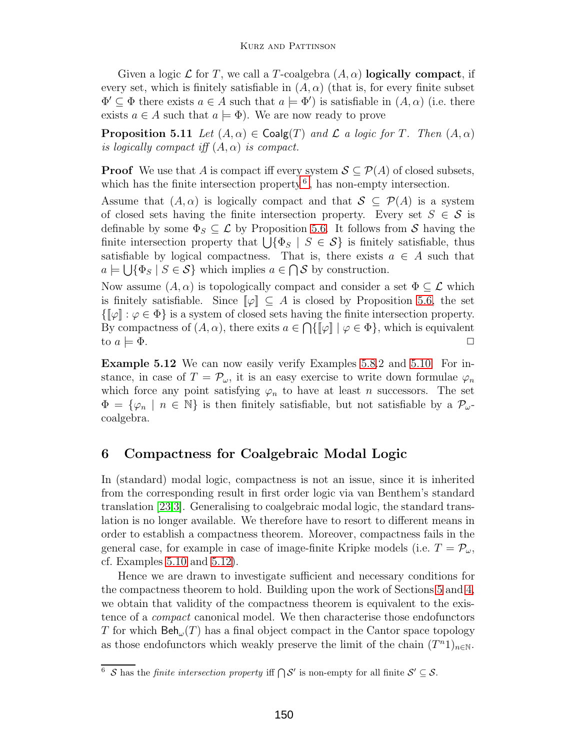Given a logic $\mathcal{L}$ for $T$, we call a $T$-coalgebra $(A, \alpha)$ **logically compact**, if every set, which is finitely satisfiable in $(A, \alpha)$ (that is, for every finite subset $\Phi' \subseteq \Phi$ there exists $a \in A$ such that $a \models \Phi'$) is satisfiable in $(A, \alpha)$ (i.e. there exists $a \in A$ such that $a \models \Phi$). We are now ready to prove

**Proposition 5.11** *Let $(A, \alpha) \in \mathsf{Coalg}(T)$ and $\mathcal{L}$ a logic for $T$. Then $(A, \alpha)$ is logically compact iff $(A, \alpha)$ is compact.*

**Proof** We use that $A$ is compact iff every system $\mathcal{S} \subseteq \mathcal{P}(A)$ of closed subsets, which has the finite intersection property[6], has non-empty intersection.

Assume that $(A, \alpha)$ is logically compact and that $\mathcal{S} \subseteq \mathcal{P}(A)$ is a system of closed sets having the finite intersection property. Every set $S \in \mathcal{S}$ is definable by some $\Phi_S \subseteq \mathcal{L}$ by Proposition 5.6. It follows from $\mathcal{S}$ having the finite intersection property that $\bigcup\{\Phi_S \mid S \in \mathcal{S}\}$ is finitely satisfiable, thus satisfiable by logical compactness. That is, there exists $a \in A$ such that $a \models \bigcup\{\Phi_S \mid S \in \mathcal{S}\}$ which implies $a \in \bigcap \mathcal{S}$ by construction.

Now assume $(A, \alpha)$ is topologically compact and consider a set $\Phi \subseteq \mathcal{L}$ which is finitely satisfiable. Since $[\![\varphi]\!] \subseteq A$ is closed by Proposition 5.6, the set $\{[\![\varphi]\!] : \varphi \in \Phi\}$ is a system of closed sets having the finite intersection property. By compactness of $(A, \alpha)$, there exits $a \in \bigcap\{[\![\varphi]\!] \mid \varphi \in \Phi\}$, which is equivalent to $a \models \Phi$. $\square$

**Example 5.12** We can now easily verify Examples 5.8.2 and 5.10. For instance, in case of $T = \mathcal{P}_\omega$, it is an easy exercise to write down formulae $\varphi_n$ which force any point satisfying $\varphi_n$ to have at least $n$ successors. The set $\Phi = \{\varphi_n \mid n \in \mathbb{N}\}$ is then finitely satisfiable, but not satisfiable by a $\mathcal{P}_\omega$-coalgebra.

## 6 Compactness for Coalgebraic Modal Logic

In (standard) modal logic, compactness is not an issue, since it is inherited from the corresponding result in first order logic via van Benthem's standard translation [23,3]. Generalising to coalgebraic modal logic, the standard translation is no longer available. We therefore have to resort to different means in order to establish a compactness theorem. Moreover, compactness fails in the general case, for example in case of image-finite Kripke models (i.e. $T = \mathcal{P}_\omega$, cf. Examples 5.10 and 5.12).

Hence we are drawn to investigate sufficient and necessary conditions for the compactness theorem to hold. Building upon the work of Sections 5 and 4, we obtain that validity of the compactness theorem is equivalent to the existence of a *compact* canonical model. We then characterise those endofunctors $T$ for which $\mathsf{Beh}_\omega(T)$ has a final object compact in the Cantor space topology as those endofunctors which weakly preserve the limit of the chain $(T^n 1)_{n \in \mathbb{N}}$.

[6] $\mathcal{S}$ has the *finite intersection property* iff $\bigcap \mathcal{S}'$ is non-empty for all finite $\mathcal{S}' \subseteq \mathcal{S}$.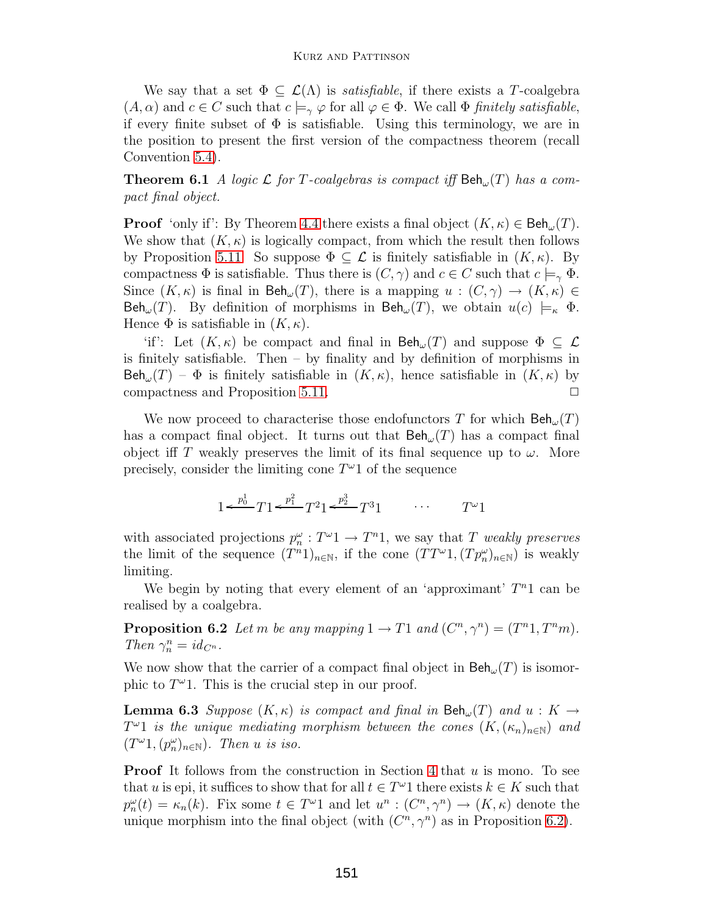We say that a set $\Phi \subseteq \mathcal{L}(\Lambda)$ is *satisfiable*, if there exists a $T$-coalgebra $(A, \alpha)$ and $c \in C$ such that $c \models_\gamma \varphi$ for all $\varphi \in \Phi$. We call $\Phi$ *finitely satisfiable*, if every finite subset of $\Phi$ is satisfiable. Using this terminology, we are in the position to present the first version of the compactness theorem (recall Convention 5.4).

**Theorem 6.1** *A logic $\mathcal{L}$ for $T$-coalgebras is compact iff $\mathsf{Beh}_\omega(T)$ has a compact final object.*

**Proof** 'only if': By Theorem 4.4 there exists a final object $(K, \kappa) \in \mathsf{Beh}_\omega(T)$. We show that $(K, \kappa)$ is logically compact, from which the result then follows by Proposition 5.11. So suppose $\Phi \subseteq \mathcal{L}$ is finitely satisfiable in $(K, \kappa)$. By compactness $\Phi$ is satisfiable. Thus there is $(C, \gamma)$ and $c \in C$ such that $c \models_\gamma \Phi$. Since $(K, \kappa)$ is final in $\mathsf{Beh}_\omega(T)$, there is a mapping $u : (C, \gamma) \to (K, \kappa) \in \mathsf{Beh}_\omega(T)$. By definition of morphisms in $\mathsf{Beh}_\omega(T)$, we obtain $u(c) \models_\kappa \Phi$. Hence $\Phi$ is satisfiable in $(K, \kappa)$.

'if': Let $(K, \kappa)$ be compact and final in $\mathsf{Beh}_\omega(T)$ and suppose $\Phi \subseteq \mathcal{L}$ is finitely satisfiable. Then – by finality and by definition of morphisms in $\mathsf{Beh}_\omega(T)$ – $\Phi$ is finitely satisfiable in $(K, \kappa)$, hence satisfiable in $(K, \kappa)$ by compactness and Proposition 5.11. $\Box$

We now proceed to characterise those endofunctors $T$ for which $\mathsf{Beh}_\omega(T)$ has a compact final object. It turns out that $\mathsf{Beh}_\omega(T)$ has a compact final object iff $T$ weakly preserves the limit of its final sequence up to $\omega$. More precisely, consider the limiting cone $T^\omega 1$ of the sequence

$$1 \xleftarrow{p_0^1} T1 \xleftarrow{p_1^2} T^2 1 \xleftarrow{p_2^3} T^3 1 \qquad \cdots \qquad T^\omega 1$$

with associated projections $p_n^\omega : T^\omega 1 \to T^n 1$, we say that $T$ *weakly preserves* the limit of the sequence $(T^n 1)_{n \in \mathbb{N}}$, if the cone $(TT^\omega 1, (Tp_n^\omega)_{n \in \mathbb{N}})$ is weakly limiting.

We begin by noting that every element of an 'approximant' $T^n 1$ can be realised by a coalgebra.

**Proposition 6.2** *Let $m$ be any mapping $1 \to T1$ and $(C^n, \gamma^n) = (T^n 1, T^n m)$. Then $\gamma_n^n = id_{C^n}$.*

We now show that the carrier of a compact final object in $\mathsf{Beh}_\omega(T)$ is isomorphic to $T^\omega 1$. This is the crucial step in our proof.

**Lemma 6.3** *Suppose $(K, \kappa)$ is compact and final in $\mathsf{Beh}_\omega(T)$ and $u : K \to T^\omega 1$ is the unique mediating morphism between the cones $(K, (\kappa_n)_{n \in \mathbb{N}})$ and $(T^\omega 1, (p_n^\omega)_{n \in \mathbb{N}})$. Then $u$ is iso.*

**Proof** It follows from the construction in Section 4 that $u$ is mono. To see that $u$ is epi, it suffices to show that for all $t \in T^\omega 1$ there exists $k \in K$ such that $p_n^\omega(t) = \kappa_n(k)$. Fix some $t \in T^\omega 1$ and let $u^n : (C^n, \gamma^n) \to (K, \kappa)$ denote the unique morphism into the final object (with $(C^n, \gamma^n)$ as in Proposition 6.2).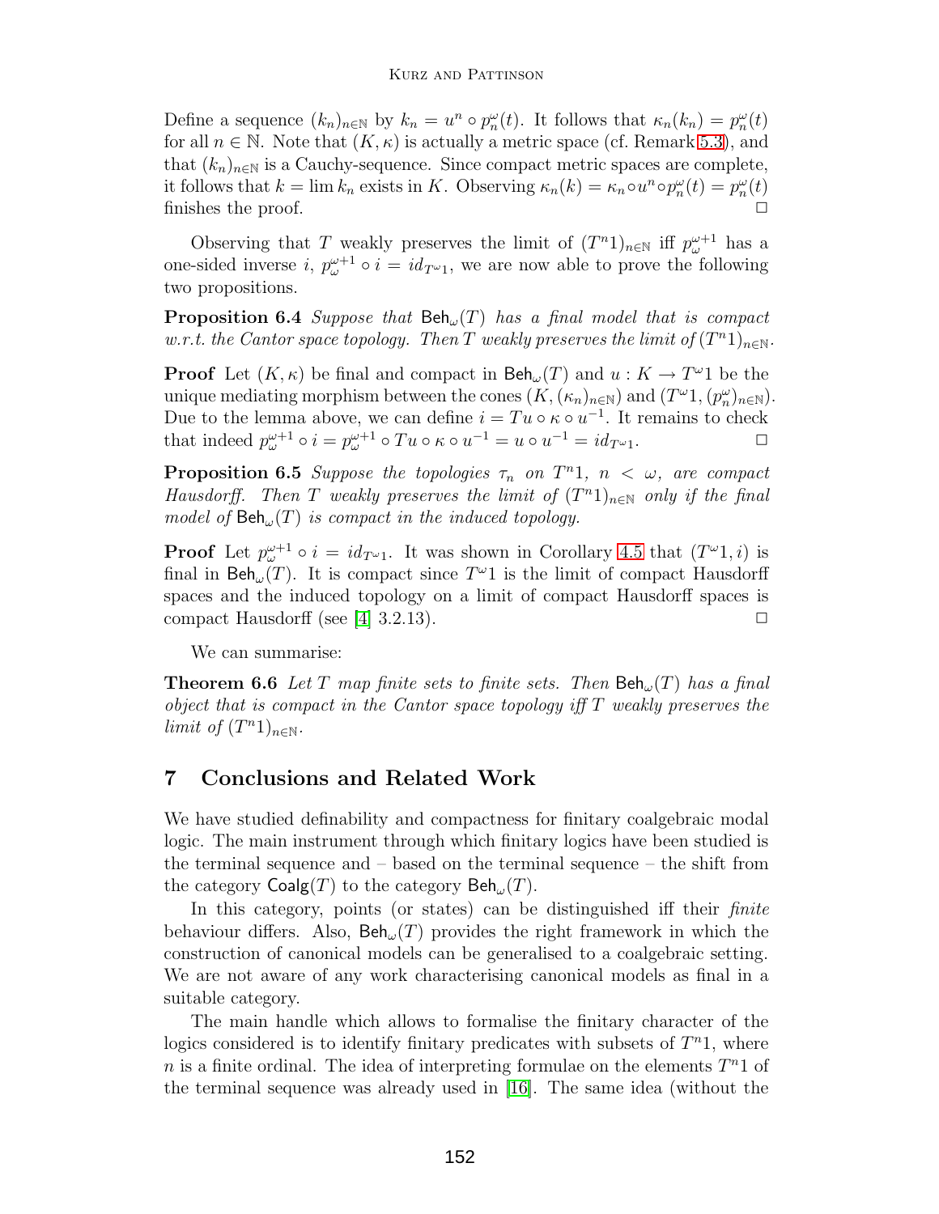Define a sequence $(k_n)_{n \in \mathbb{N}}$ by $k_n = u^n \circ p^\omega_n(t)$. It follows that $\kappa_n(k_n) = p^\omega_n(t)$ for all $n \in \mathbb{N}$. Note that $(K, \kappa)$ is actually a metric space (cf. Remark 5.3), and that $(k_n)_{n \in \mathbb{N}}$ is a Cauchy-sequence. Since compact metric spaces are complete, it follows that $k = \lim k_n$ exists in $K$. Observing $\kappa_n(k) = \kappa_n \circ u^n \circ p^\omega_n(t) = p^\omega_n(t)$ finishes the proof. □

Observing that $T$ weakly preserves the limit of $(T^n 1)_{n \in \mathbb{N}}$ iff $p^{\omega+1}_\omega$ has a one-sided inverse $i$, $p^{\omega+1}_\omega \circ i = id_{T^\omega 1}$, we are now able to prove the following two propositions.

**Proposition 6.4** *Suppose that $\mathsf{Beh}_\omega(T)$ has a final model that is compact w.r.t. the Cantor space topology. Then $T$ weakly preserves the limit of $(T^n 1)_{n \in \mathbb{N}}$.*

**Proof** Let $(K, \kappa)$ be final and compact in $\mathsf{Beh}_\omega(T)$ and $u : K \to T^\omega 1$ be the unique mediating morphism between the cones $(K, (\kappa_n)_{n \in \mathbb{N}})$ and $(T^\omega 1, (p^\omega_n)_{n \in \mathbb{N}})$. Due to the lemma above, we can define $i = Tu \circ \kappa \circ u^{-1}$. It remains to check that indeed $p^{\omega+1}_\omega \circ i = p^{\omega+1}_\omega \circ Tu \circ \kappa \circ u^{-1} = u \circ u^{-1} = id_{T^\omega 1}$. □

**Proposition 6.5** *Suppose the topologies $\tau_n$ on $T^n 1$, $n < \omega$, are compact Hausdorff. Then $T$ weakly preserves the limit of $(T^n 1)_{n \in \mathbb{N}}$ only if the final model of $\mathsf{Beh}_\omega(T)$ is compact in the induced topology.*

**Proof** Let $p^{\omega+1}_\omega \circ i = id_{T^\omega 1}$. It was shown in Corollary 4.5 that $(T^\omega 1, i)$ is final in $\mathsf{Beh}_\omega(T)$. It is compact since $T^\omega 1$ is the limit of compact Hausdorff spaces and the induced topology on a limit of compact Hausdorff spaces is compact Hausdorff (see [4] 3.2.13). □

We can summarise:

**Theorem 6.6** *Let $T$ map finite sets to finite sets. Then $\mathsf{Beh}_\omega(T)$ has a final object that is compact in the Cantor space topology iff $T$ weakly preserves the limit of $(T^n 1)_{n \in \mathbb{N}}$.*

## 7 Conclusions and Related Work

We have studied definability and compactness for finitary coalgebraic modal logic. The main instrument through which finitary logics have been studied is the terminal sequence and – based on the terminal sequence – the shift from the category $\mathsf{Coalg}(T)$ to the category $\mathsf{Beh}_\omega(T)$.

In this category, points (or states) can be distinguished iff their *finite* behaviour differs. Also, $\mathsf{Beh}_\omega(T)$ provides the right framework in which the construction of canonical models can be generalised to a coalgebraic setting. We are not aware of any work characterising canonical models as final in a suitable category.

The main handle which allows to formalise the finitary character of the logics considered is to identify finitary predicates with subsets of $T^n 1$, where $n$ is a finite ordinal. The idea of interpreting formulae on the elements $T^n 1$ of the terminal sequence was already used in [16]. The same idea (without the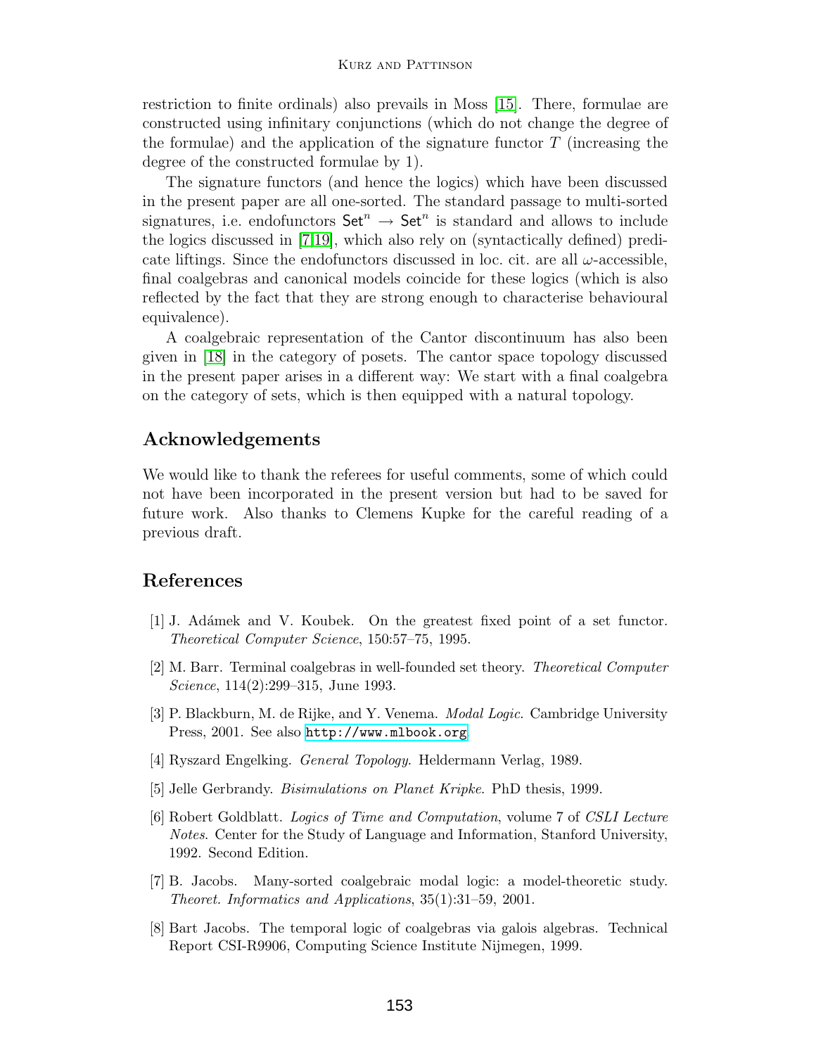restriction to finite ordinals) also prevails in Moss [15]. There, formulae are constructed using infinitary conjunctions (which do not change the degree of the formulae) and the application of the signature functor $T$ (increasing the degree of the constructed formulae by 1).

The signature functors (and hence the logics) which have been discussed in the present paper are all one-sorted. The standard passage to multi-sorted signatures, i.e. endofunctors $\mathsf{Set}^n \to \mathsf{Set}^n$ is standard and allows to include the logics discussed in [7,19], which also rely on (syntactically defined) predicate liftings. Since the endofunctors discussed in loc. cit. are all $\omega$-accessible, final coalgebras and canonical models coincide for these logics (which is also reflected by the fact that they are strong enough to characterise behavioural equivalence).

A coalgebraic representation of the Cantor discontinuum has also been given in [18] in the category of posets. The cantor space topology discussed in the present paper arises in a different way: We start with a final coalgebra on the category of sets, which is then equipped with a natural topology.

## Acknowledgements

We would like to thank the referees for useful comments, some of which could not have been incorporated in the present version but had to be saved for future work. Also thanks to Clemens Kupke for the careful reading of a previous draft.

## References

[1] J. Adámek and V. Koubek. On the greatest fixed point of a set functor. *Theoretical Computer Science*, 150:57–75, 1995.

[2] M. Barr. Terminal coalgebras in well-founded set theory. *Theoretical Computer Science*, 114(2):299–315, June 1993.

[3] P. Blackburn, M. de Rijke, and Y. Venema. *Modal Logic*. Cambridge University Press, 2001. See also http://www.mlbook.org

[4] Ryszard Engelking. *General Topology*. Heldermann Verlag, 1989.

[5] Jelle Gerbrandy. *Bisimulations on Planet Kripke*. PhD thesis, 1999.

[6] Robert Goldblatt. *Logics of Time and Computation*, volume 7 of *CSLI Lecture Notes*. Center for the Study of Language and Information, Stanford University, 1992. Second Edition.

[7] B. Jacobs. Many-sorted coalgebraic modal logic: a model-theoretic study. *Theoret. Informatics and Applications*, 35(1):31–59, 2001.

[8] Bart Jacobs. The temporal logic of coalgebras via galois algebras. Technical Report CSI-R9906, Computing Science Institute Nijmegen, 1999.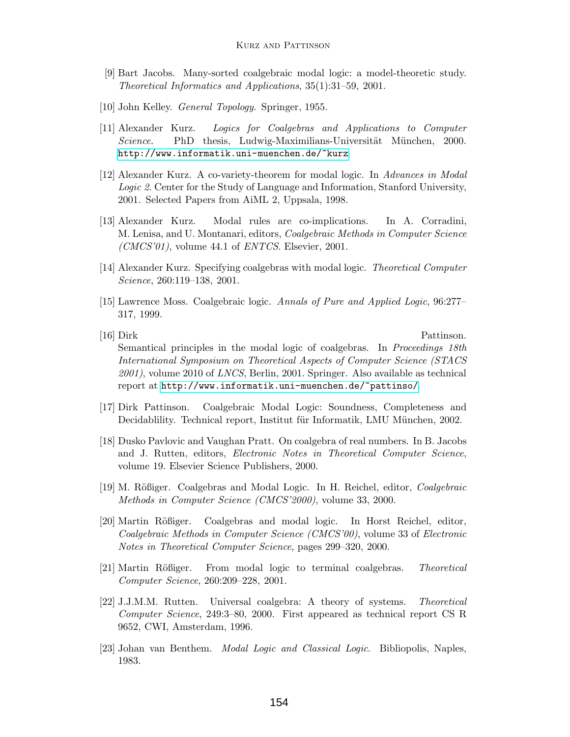[9] Bart Jacobs. Many-sorted coalgebraic modal logic: a model-theoretic study. *Theoretical Informatics and Applications*, 35(1):31–59, 2001.

[10] John Kelley. *General Topology*. Springer, 1955.

[11] Alexander Kurz. *Logics for Coalgebras and Applications to Computer Science*. PhD thesis, Ludwig-Maximilians-Universität München, 2000. http://www.informatik.uni-muenchen.de/~kurz

[12] Alexander Kurz. A co-variety-theorem for modal logic. In *Advances in Modal Logic 2*. Center for the Study of Language and Information, Stanford University, 2001. Selected Papers from AiML 2, Uppsala, 1998.

[13] Alexander Kurz. Modal rules are co-implications. In A. Corradini, M. Lenisa, and U. Montanari, editors, *Coalgebraic Methods in Computer Science (CMCS'01)*, volume 44.1 of *ENTCS*. Elsevier, 2001.

[14] Alexander Kurz. Specifying coalgebras with modal logic. *Theoretical Computer Science*, 260:119–138, 2001.

[15] Lawrence Moss. Coalgebraic logic. *Annals of Pure and Applied Logic*, 96:277–317, 1999.

[16] Dirk Pattinson. Semantical principles in the modal logic of coalgebras. In *Proceedings 18th International Symposium on Theoretical Aspects of Computer Science (STACS 2001)*, volume 2010 of *LNCS*, Berlin, 2001. Springer. Also available as technical report at http://www.informatik.uni-muenchen.de/~pattinso/.

[17] Dirk Pattinson. Coalgebraic Modal Logic: Soundness, Completeness and Decidablility. Technical report, Institut für Informatik, LMU München, 2002.

[18] Dusko Pavlovic and Vaughan Pratt. On coalgebra of real numbers. In B. Jacobs and J. Rutten, editors, *Electronic Notes in Theoretical Computer Science*, volume 19. Elsevier Science Publishers, 2000.

[19] M. Rößiger. Coalgebras and Modal Logic. In H. Reichel, editor, *Coalgebraic Methods in Computer Science (CMCS'2000)*, volume 33, 2000.

[20] Martin Rößiger. Coalgebras and modal logic. In Horst Reichel, editor, *Coalgebraic Methods in Computer Science (CMCS'00)*, volume 33 of *Electronic Notes in Theoretical Computer Science*, pages 299–320, 2000.

[21] Martin Rößiger. From modal logic to terminal coalgebras. *Theoretical Computer Science*, 260:209–228, 2001.

[22] J.J.M.M. Rutten. Universal coalgebra: A theory of systems. *Theoretical Computer Science*, 249:3–80, 2000. First appeared as technical report CS R 9652, CWI, Amsterdam, 1996.

[23] Johan van Benthem. *Modal Logic and Classical Logic*. Bibliopolis, Naples, 1983.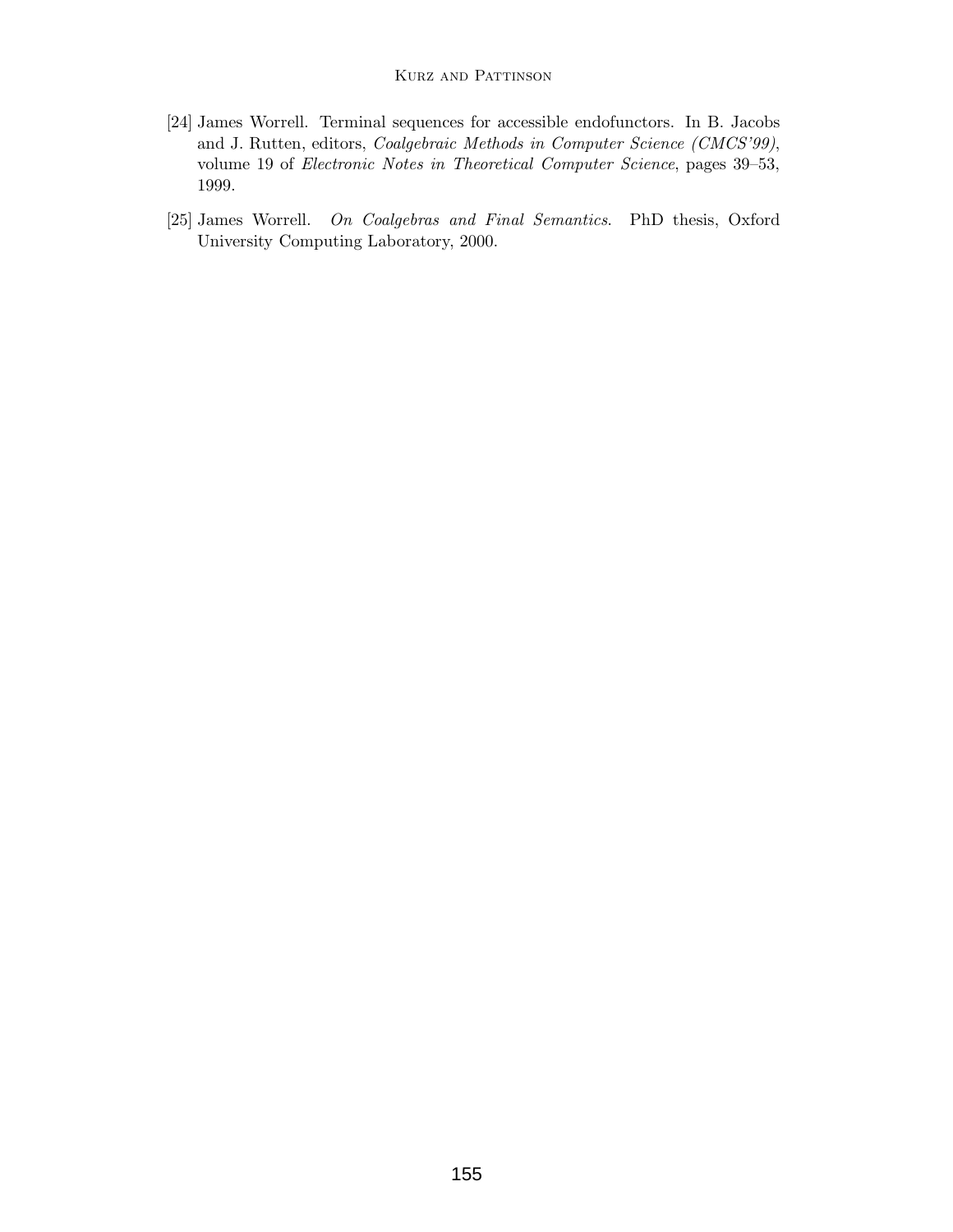[24] James Worrell. Terminal sequences for accessible endofunctors. In B. Jacobs and J. Rutten, editors, *Coalgebraic Methods in Computer Science (CMCS'99)*, volume 19 of *Electronic Notes in Theoretical Computer Science*, pages 39–53, 1999.

[25] James Worrell. *On Coalgebras and Final Semantics*. PhD thesis, Oxford University Computing Laboratory, 2000.